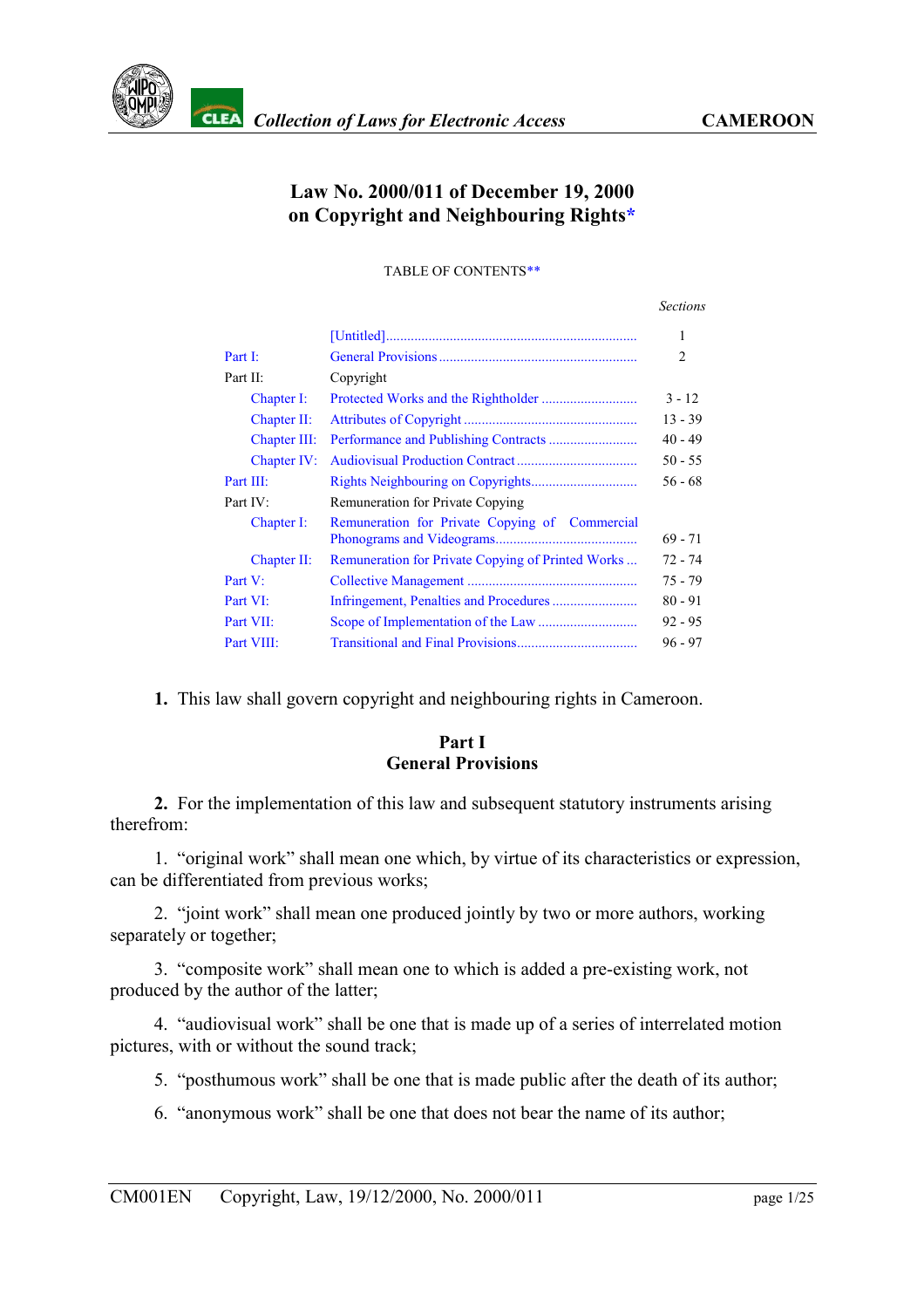# Law No. 2000/011 of December 19, 2000 on Copyright and Neighbouring Rights*

TABLE OF CONTENTS**

| | | Sections |
|---|---|---|
| | [Untitled] | 1 |
| Part I: | General Provisions | 2 |
| Part II: | Copyright | |
| Chapter I: | Protected Works and the Rightholder | 3 - 12 |
| Chapter II: | Attributes of Copyright | 13 - 39 |
| Chapter III: | Performance and Publishing Contracts | 40 - 49 |
| Chapter IV: | Audiovisual Production Contract | 50 - 55 |
| Part III: | Rights Neighbouring on Copyrights | 56 - 68 |
| Part IV: | Remuneration for Private Copying | |
| Chapter I: | Remuneration for Private Copying of Commercial Phonograms and Videograms | 69 - 71 |
| Chapter II: | Remuneration for Private Copying of Printed Works | 72 - 74 |
| Part V: | Collective Management | 75 - 79 |
| Part VI: | Infringement, Penalties and Procedures | 80 - 91 |
| Part VII: | Scope of Implementation of the Law | 92 - 95 |
| Part VIII: | Transitional and Final Provisions | 96 - 97 |

**1.** This law shall govern copyright and neighbouring rights in Cameroon.

## Part I
## General Provisions

**2.** For the implementation of this law and subsequent statutory instruments arising therefrom:

1. "original work" shall mean one which, by virtue of its characteristics or expression, can be differentiated from previous works;

2. "joint work" shall mean one produced jointly by two or more authors, working separately or together;

3. "composite work" shall mean one to which is added a pre-existing work, not produced by the author of the latter;

4. "audiovisual work" shall be one that is made up of a series of interrelated motion pictures, with or without the sound track;

5. "posthumous work" shall be one that is made public after the death of its author;

6. "anonymous work" shall be one that does not bear the name of its author;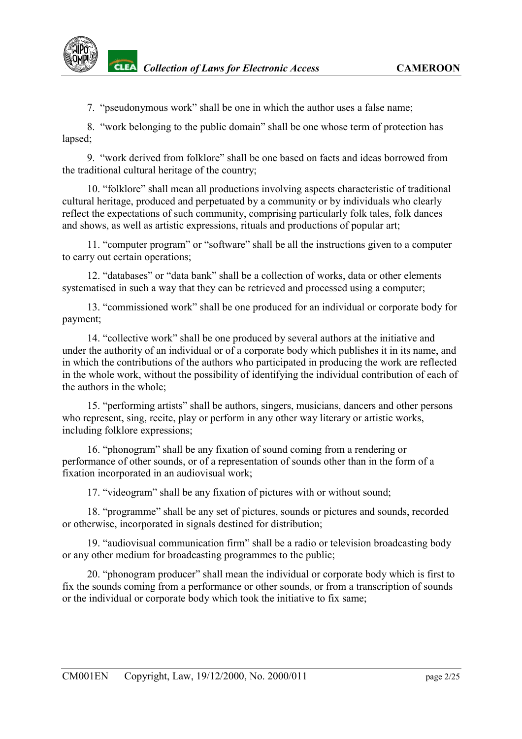7. “pseudonymous work” shall be one in which the author uses a false name;

8. “work belonging to the public domain” shall be one whose term of protection has lapsed;

9. “work derived from folklore” shall be one based on facts and ideas borrowed from the traditional cultural heritage of the country;

10. “folklore” shall mean all productions involving aspects characteristic of traditional cultural heritage, produced and perpetuated by a community or by individuals who clearly reflect the expectations of such community, comprising particularly folk tales, folk dances and shows, as well as artistic expressions, rituals and productions of popular art;

11. “computer program” or “software” shall be all the instructions given to a computer to carry out certain operations;

12. “databases” or “data bank” shall be a collection of works, data or other elements systematised in such a way that they can be retrieved and processed using a computer;

13. “commissioned work” shall be one produced for an individual or corporate body for payment;

14. “collective work” shall be one produced by several authors at the initiative and under the authority of an individual or of a corporate body which publishes it in its name, and in which the contributions of the authors who participated in producing the work are reflected in the whole work, without the possibility of identifying the individual contribution of each of the authors in the whole;

15. “performing artists” shall be authors, singers, musicians, dancers and other persons who represent, sing, recite, play or perform in any other way literary or artistic works, including folklore expressions;

16. “phonogram” shall be any fixation of sound coming from a rendering or performance of other sounds, or of a representation of sounds other than in the form of a fixation incorporated in an audiovisual work;

17. “videogram” shall be any fixation of pictures with or without sound;

18. “programme” shall be any set of pictures, sounds or pictures and sounds, recorded or otherwise, incorporated in signals destined for distribution;

19. “audiovisual communication firm” shall be a radio or television broadcasting body or any other medium for broadcasting programmes to the public;

20. “phonogram producer” shall mean the individual or corporate body which is first to fix the sounds coming from a performance or other sounds, or from a transcription of sounds or the individual or corporate body which took the initiative to fix same;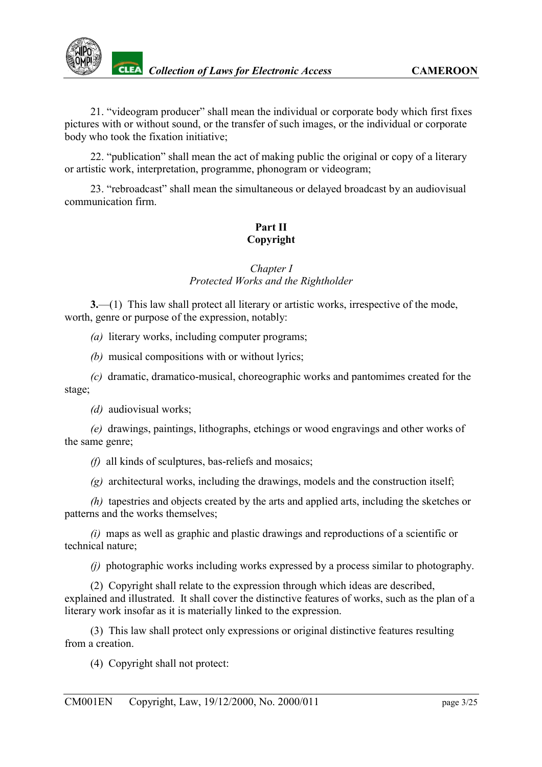21. “videogram producer” shall mean the individual or corporate body which first fixes pictures with or without sound, or the transfer of such images, or the individual or corporate body who took the fixation initiative;

22. “publication” shall mean the act of making public the original or copy of a literary or artistic work, interpretation, programme, phonogram or videogram;

23. “rebroadcast” shall mean the simultaneous or delayed broadcast by an audiovisual communication firm.

## Part II
## Copyright

### *Chapter I*
### *Protected Works and the Rightholder*

**3.**—(1) This law shall protect all literary or artistic works, irrespective of the mode, worth, genre or purpose of the expression, notably:

*(a)* literary works, including computer programs;

*(b)* musical compositions with or without lyrics;

*(c)* dramatic, dramatico-musical, choreographic works and pantomimes created for the stage;

*(d)* audiovisual works;

*(e)* drawings, paintings, lithographs, etchings or wood engravings and other works of the same genre;

*(f)* all kinds of sculptures, bas-reliefs and mosaics;

*(g)* architectural works, including the drawings, models and the construction itself;

*(h)* tapestries and objects created by the arts and applied arts, including the sketches or patterns and the works themselves;

*(i)* maps as well as graphic and plastic drawings and reproductions of a scientific or technical nature;

*(j)* photographic works including works expressed by a process similar to photography.

(2) Copyright shall relate to the expression through which ideas are described, explained and illustrated. It shall cover the distinctive features of works, such as the plan of a literary work insofar as it is materially linked to the expression.

(3) This law shall protect only expressions or original distinctive features resulting from a creation.

(4) Copyright shall not protect: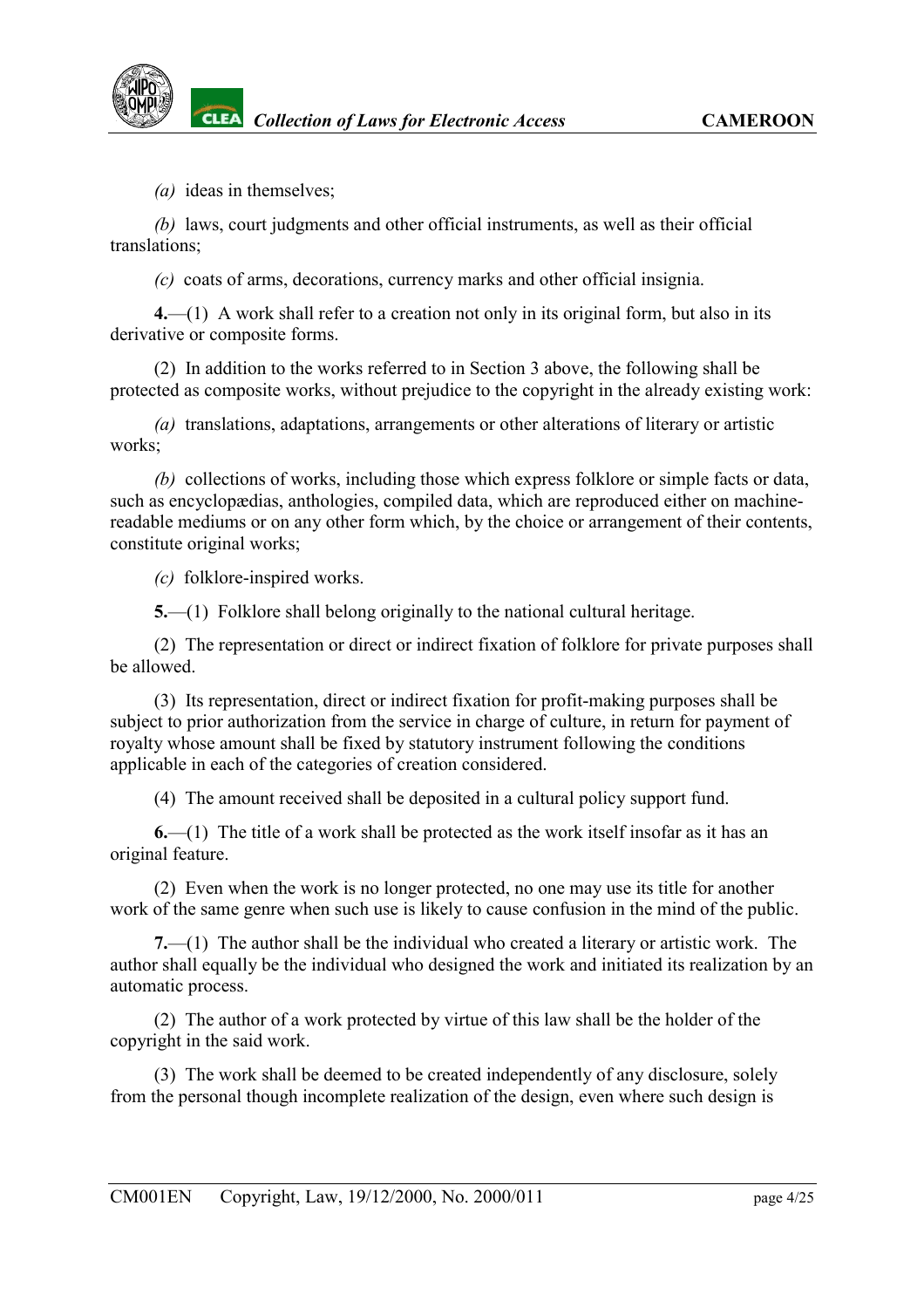*(a)* ideas in themselves;

*(b)* laws, court judgments and other official instruments, as well as their official translations;

*(c)* coats of arms, decorations, currency marks and other official insignia.

**4.**—(1) A work shall refer to a creation not only in its original form, but also in its derivative or composite forms.

(2) In addition to the works referred to in Section 3 above, the following shall be protected as composite works, without prejudice to the copyright in the already existing work:

*(a)* translations, adaptations, arrangements or other alterations of literary or artistic works;

*(b)* collections of works, including those which express folklore or simple facts or data, such as encyclopædias, anthologies, compiled data, which are reproduced either on machine-readable mediums or on any other form which, by the choice or arrangement of their contents, constitute original works;

*(c)* folklore-inspired works.

**5.**—(1) Folklore shall belong originally to the national cultural heritage.

(2) The representation or direct or indirect fixation of folklore for private purposes shall be allowed.

(3) Its representation, direct or indirect fixation for profit-making purposes shall be subject to prior authorization from the service in charge of culture, in return for payment of royalty whose amount shall be fixed by statutory instrument following the conditions applicable in each of the categories of creation considered.

(4) The amount received shall be deposited in a cultural policy support fund.

**6.**—(1) The title of a work shall be protected as the work itself insofar as it has an original feature.

(2) Even when the work is no longer protected, no one may use its title for another work of the same genre when such use is likely to cause confusion in the mind of the public.

**7.**—(1) The author shall be the individual who created a literary or artistic work. The author shall equally be the individual who designed the work and initiated its realization by an automatic process.

(2) The author of a work protected by virtue of this law shall be the holder of the copyright in the said work.

(3) The work shall be deemed to be created independently of any disclosure, solely from the personal though incomplete realization of the design, even where such design is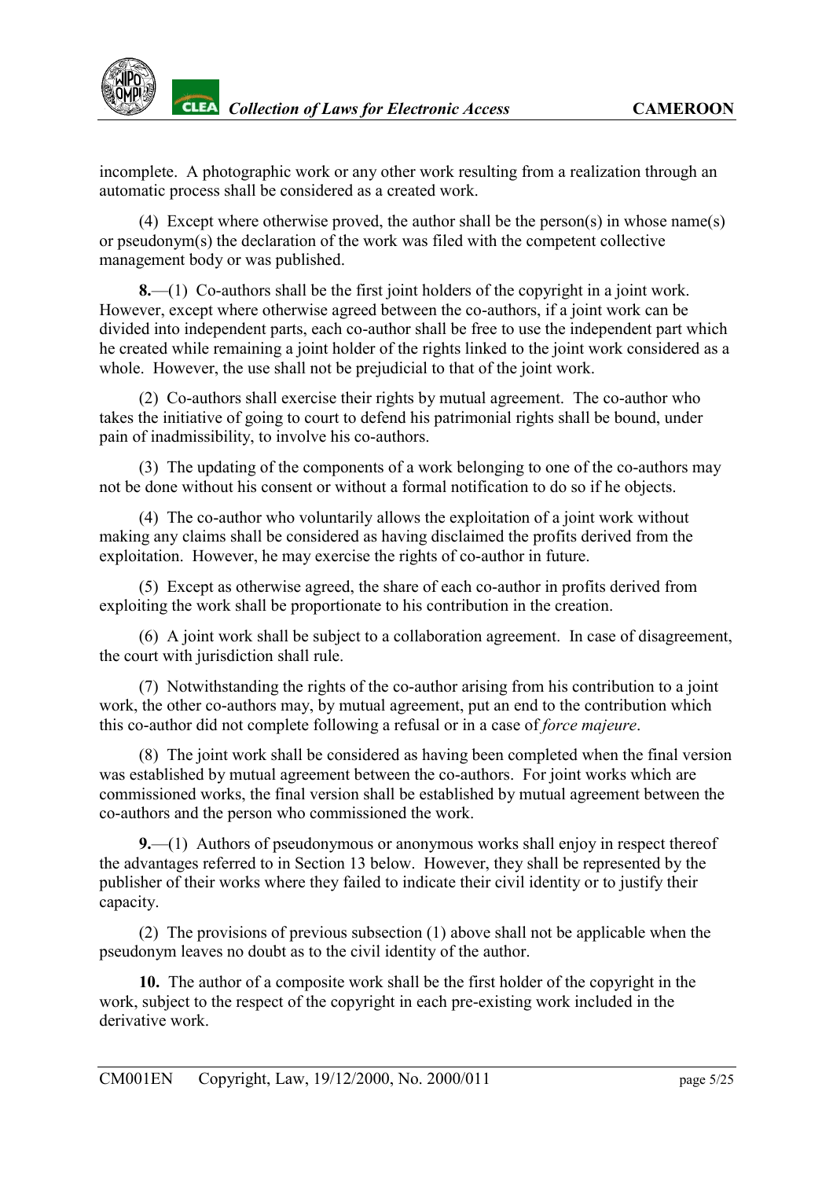incomplete. A photographic work or any other work resulting from a realization through an automatic process shall be considered as a created work.

(4) Except where otherwise proved, the author shall be the person(s) in whose name(s) or pseudonym(s) the declaration of the work was filed with the competent collective management body or was published.

**8.**—(1) Co-authors shall be the first joint holders of the copyright in a joint work. However, except where otherwise agreed between the co-authors, if a joint work can be divided into independent parts, each co-author shall be free to use the independent part which he created while remaining a joint holder of the rights linked to the joint work considered as a whole. However, the use shall not be prejudicial to that of the joint work.

(2) Co-authors shall exercise their rights by mutual agreement. The co-author who takes the initiative of going to court to defend his patrimonial rights shall be bound, under pain of inadmissibility, to involve his co-authors.

(3) The updating of the components of a work belonging to one of the co-authors may not be done without his consent or without a formal notification to do so if he objects.

(4) The co-author who voluntarily allows the exploitation of a joint work without making any claims shall be considered as having disclaimed the profits derived from the exploitation. However, he may exercise the rights of co-author in future.

(5) Except as otherwise agreed, the share of each co-author in profits derived from exploiting the work shall be proportionate to his contribution in the creation.

(6) A joint work shall be subject to a collaboration agreement. In case of disagreement, the court with jurisdiction shall rule.

(7) Notwithstanding the rights of the co-author arising from his contribution to a joint work, the other co-authors may, by mutual agreement, put an end to the contribution which this co-author did not complete following a refusal or in a case of *force majeure*.

(8) The joint work shall be considered as having been completed when the final version was established by mutual agreement between the co-authors. For joint works which are commissioned works, the final version shall be established by mutual agreement between the co-authors and the person who commissioned the work.

**9.**—(1) Authors of pseudonymous or anonymous works shall enjoy in respect thereof the advantages referred to in Section 13 below. However, they shall be represented by the publisher of their works where they failed to indicate their civil identity or to justify their capacity.

(2) The provisions of previous subsection (1) above shall not be applicable when the pseudonym leaves no doubt as to the civil identity of the author.

**10.** The author of a composite work shall be the first holder of the copyright in the work, subject to the respect of the copyright in each pre-existing work included in the derivative work.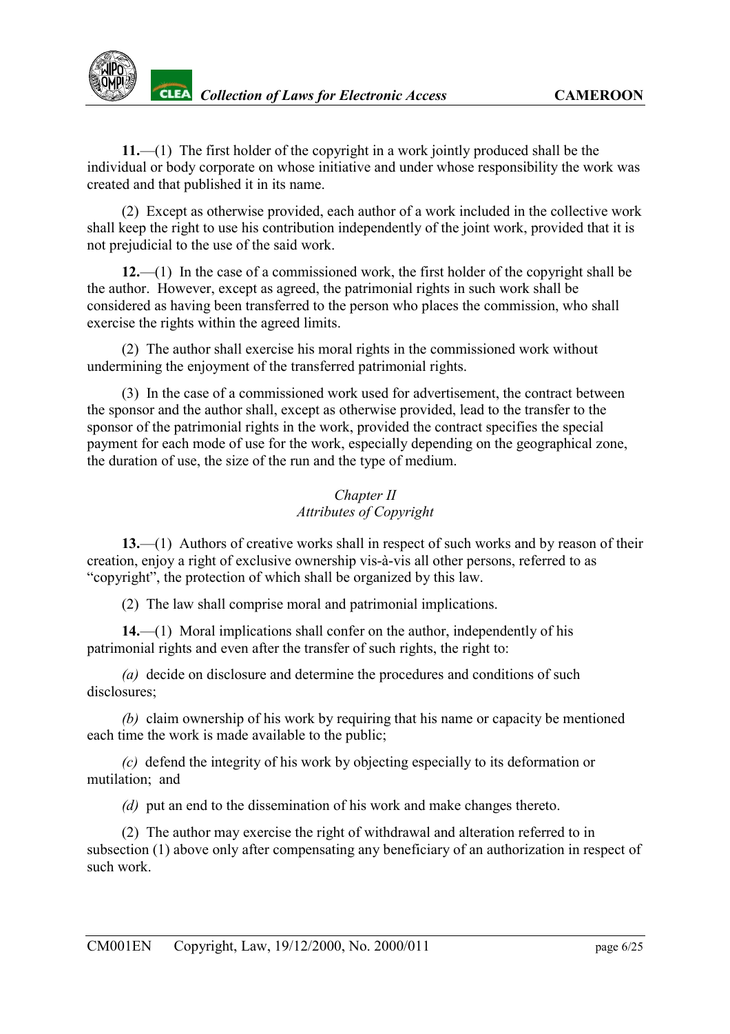**11.**—(1) The first holder of the copyright in a work jointly produced shall be the individual or body corporate on whose initiative and under whose responsibility the work was created and that published it in its name.

(2) Except as otherwise provided, each author of a work included in the collective work shall keep the right to use his contribution independently of the joint work, provided that it is not prejudicial to the use of the said work.

**12.**—(1) In the case of a commissioned work, the first holder of the copyright shall be the author. However, except as agreed, the patrimonial rights in such work shall be considered as having been transferred to the person who places the commission, who shall exercise the rights within the agreed limits.

(2) The author shall exercise his moral rights in the commissioned work without undermining the enjoyment of the transferred patrimonial rights.

(3) In the case of a commissioned work used for advertisement, the contract between the sponsor and the author shall, except as otherwise provided, lead to the transfer to the sponsor of the patrimonial rights in the work, provided the contract specifies the special payment for each mode of use for the work, especially depending on the geographical zone, the duration of use, the size of the run and the type of medium.

## *Chapter II*
## *Attributes of Copyright*

**13.**—(1) Authors of creative works shall in respect of such works and by reason of their creation, enjoy a right of exclusive ownership vis-à-vis all other persons, referred to as "copyright", the protection of which shall be organized by this law.

(2) The law shall comprise moral and patrimonial implications.

**14.**—(1) Moral implications shall confer on the author, independently of his patrimonial rights and even after the transfer of such rights, the right to:

*(a)* decide on disclosure and determine the procedures and conditions of such disclosures;

*(b)* claim ownership of his work by requiring that his name or capacity be mentioned each time the work is made available to the public;

*(c)* defend the integrity of his work by objecting especially to its deformation or mutilation; and

*(d)* put an end to the dissemination of his work and make changes thereto.

(2) The author may exercise the right of withdrawal and alteration referred to in subsection (1) above only after compensating any beneficiary of an authorization in respect of such work.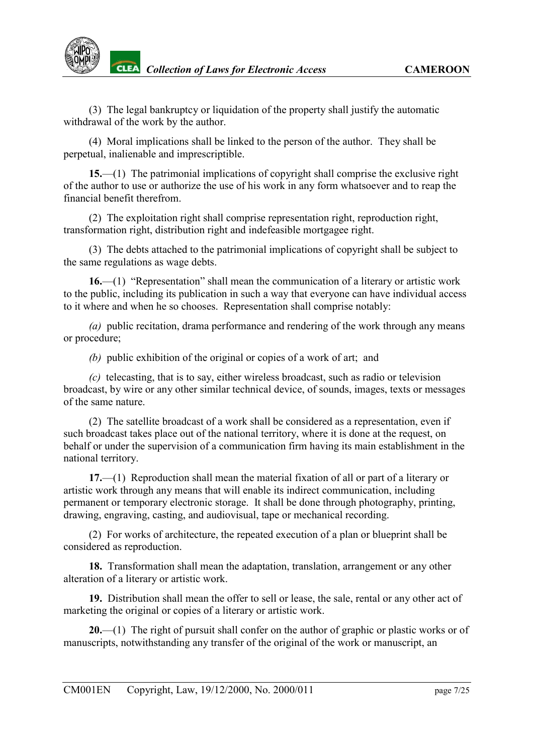(3) The legal bankruptcy or liquidation of the property shall justify the automatic withdrawal of the work by the author.

(4) Moral implications shall be linked to the person of the author. They shall be perpetual, inalienable and imprescriptible.

**15.**—(1) The patrimonial implications of copyright shall comprise the exclusive right of the author to use or authorize the use of his work in any form whatsoever and to reap the financial benefit therefrom.

(2) The exploitation right shall comprise representation right, reproduction right, transformation right, distribution right and indefeasible mortgagee right.

(3) The debts attached to the patrimonial implications of copyright shall be subject to the same regulations as wage debts.

**16.**—(1) "Representation" shall mean the communication of a literary or artistic work to the public, including its publication in such a way that everyone can have individual access to it where and when he so chooses. Representation shall comprise notably:

*(a)* public recitation, drama performance and rendering of the work through any means or procedure;

*(b)* public exhibition of the original or copies of a work of art; and

*(c)* telecasting, that is to say, either wireless broadcast, such as radio or television broadcast, by wire or any other similar technical device, of sounds, images, texts or messages of the same nature.

(2) The satellite broadcast of a work shall be considered as a representation, even if such broadcast takes place out of the national territory, where it is done at the request, on behalf or under the supervision of a communication firm having its main establishment in the national territory.

**17.**—(1) Reproduction shall mean the material fixation of all or part of a literary or artistic work through any means that will enable its indirect communication, including permanent or temporary electronic storage. It shall be done through photography, printing, drawing, engraving, casting, and audiovisual, tape or mechanical recording.

(2) For works of architecture, the repeated execution of a plan or blueprint shall be considered as reproduction.

**18.** Transformation shall mean the adaptation, translation, arrangement or any other alteration of a literary or artistic work.

**19.** Distribution shall mean the offer to sell or lease, the sale, rental or any other act of marketing the original or copies of a literary or artistic work.

**20.**—(1) The right of pursuit shall confer on the author of graphic or plastic works or of manuscripts, notwithstanding any transfer of the original of the work or manuscript, an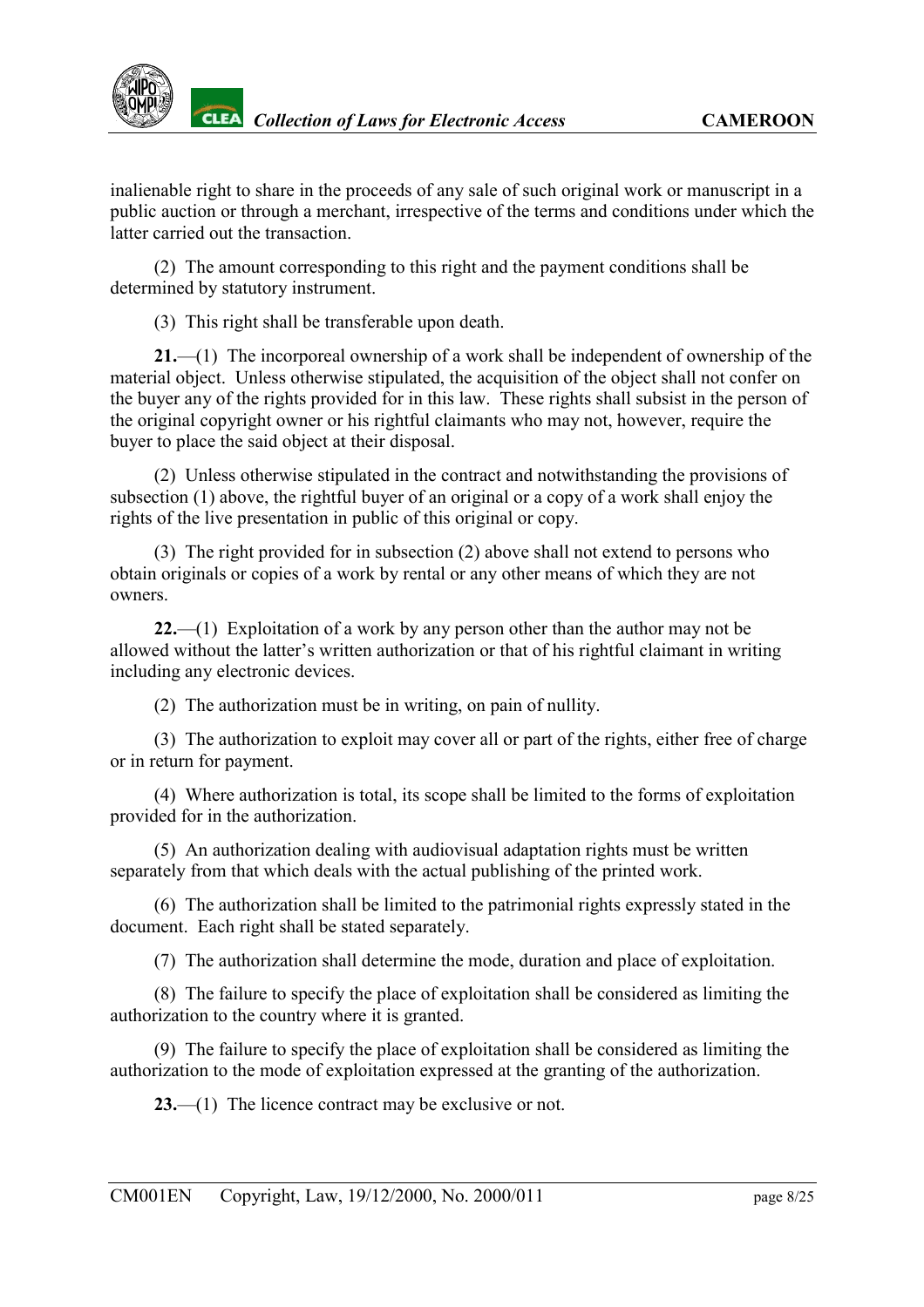inalienable right to share in the proceeds of any sale of such original work or manuscript in a public auction or through a merchant, irrespective of the terms and conditions under which the latter carried out the transaction.

(2) The amount corresponding to this right and the payment conditions shall be determined by statutory instrument.

(3) This right shall be transferable upon death.

**21.**—(1) The incorporeal ownership of a work shall be independent of ownership of the material object. Unless otherwise stipulated, the acquisition of the object shall not confer on the buyer any of the rights provided for in this law. These rights shall subsist in the person of the original copyright owner or his rightful claimants who may not, however, require the buyer to place the said object at their disposal.

(2) Unless otherwise stipulated in the contract and notwithstanding the provisions of subsection (1) above, the rightful buyer of an original or a copy of a work shall enjoy the rights of the live presentation in public of this original or copy.

(3) The right provided for in subsection (2) above shall not extend to persons who obtain originals or copies of a work by rental or any other means of which they are not owners.

**22.**—(1) Exploitation of a work by any person other than the author may not be allowed without the latter's written authorization or that of his rightful claimant in writing including any electronic devices.

(2) The authorization must be in writing, on pain of nullity.

(3) The authorization to exploit may cover all or part of the rights, either free of charge or in return for payment.

(4) Where authorization is total, its scope shall be limited to the forms of exploitation provided for in the authorization.

(5) An authorization dealing with audiovisual adaptation rights must be written separately from that which deals with the actual publishing of the printed work.

(6) The authorization shall be limited to the patrimonial rights expressly stated in the document. Each right shall be stated separately.

(7) The authorization shall determine the mode, duration and place of exploitation.

(8) The failure to specify the place of exploitation shall be considered as limiting the authorization to the country where it is granted.

(9) The failure to specify the place of exploitation shall be considered as limiting the authorization to the mode of exploitation expressed at the granting of the authorization.

**23.**—(1) The licence contract may be exclusive or not.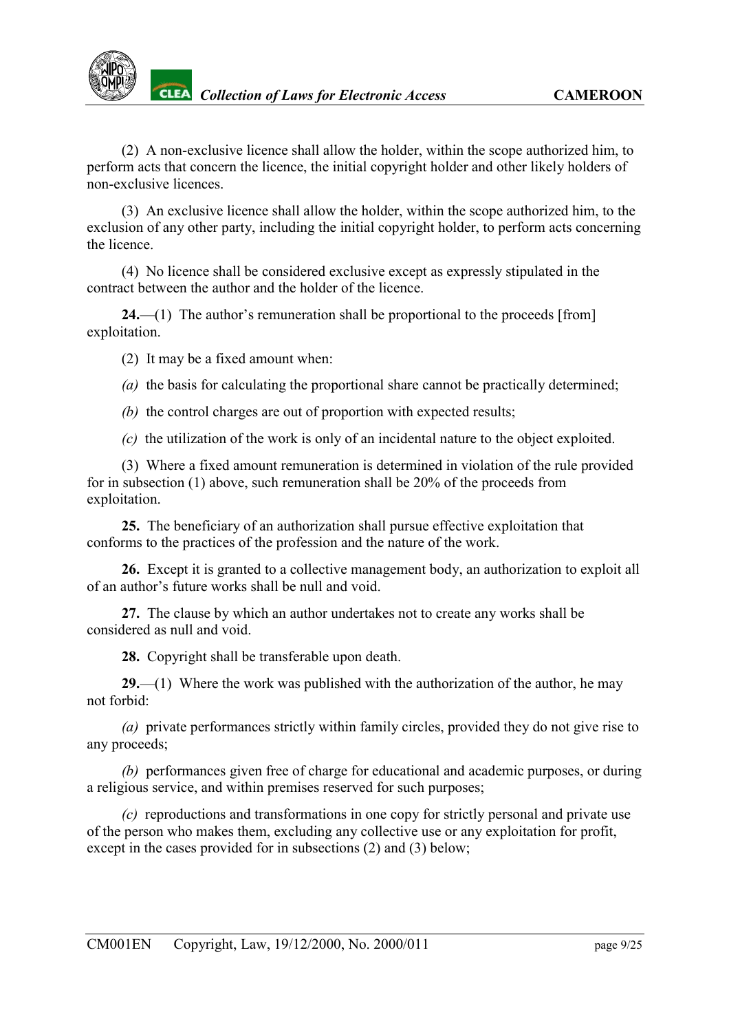(2) A non-exclusive licence shall allow the holder, within the scope authorized him, to perform acts that concern the licence, the initial copyright holder and other likely holders of non-exclusive licences.

(3) An exclusive licence shall allow the holder, within the scope authorized him, to the exclusion of any other party, including the initial copyright holder, to perform acts concerning the licence.

(4) No licence shall be considered exclusive except as expressly stipulated in the contract between the author and the holder of the licence.

**24.**—(1) The author's remuneration shall be proportional to the proceeds [from] exploitation.

(2) It may be a fixed amount when:

*(a)* the basis for calculating the proportional share cannot be practically determined;

*(b)* the control charges are out of proportion with expected results;

*(c)* the utilization of the work is only of an incidental nature to the object exploited.

(3) Where a fixed amount remuneration is determined in violation of the rule provided for in subsection (1) above, such remuneration shall be 20% of the proceeds from exploitation.

**25.** The beneficiary of an authorization shall pursue effective exploitation that conforms to the practices of the profession and the nature of the work.

**26.** Except it is granted to a collective management body, an authorization to exploit all of an author's future works shall be null and void.

**27.** The clause by which an author undertakes not to create any works shall be considered as null and void.

**28.** Copyright shall be transferable upon death.

**29.**—(1) Where the work was published with the authorization of the author, he may not forbid:

*(a)* private performances strictly within family circles, provided they do not give rise to any proceeds;

*(b)* performances given free of charge for educational and academic purposes, or during a religious service, and within premises reserved for such purposes;

*(c)* reproductions and transformations in one copy for strictly personal and private use of the person who makes them, excluding any collective use or any exploitation for profit, except in the cases provided for in subsections (2) and (3) below;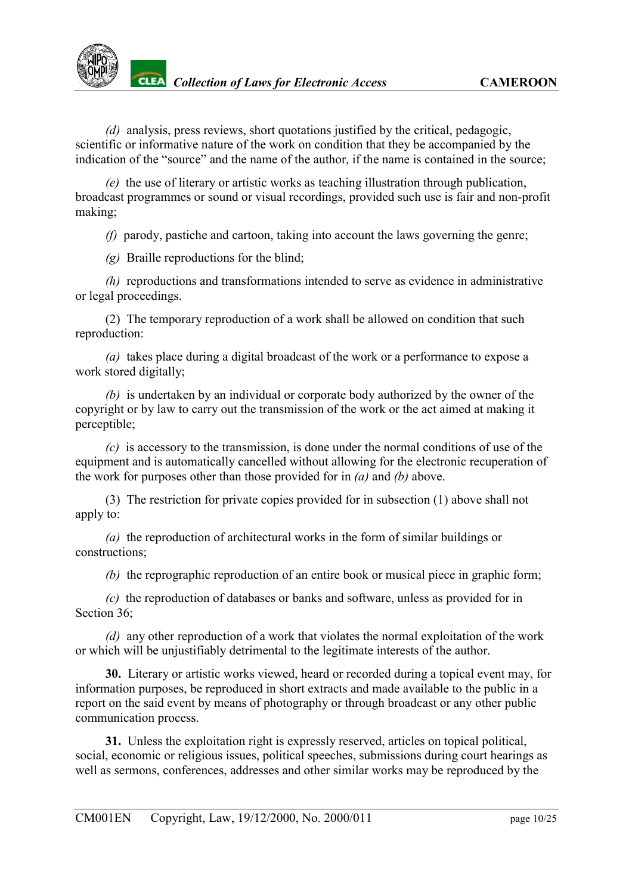*(d)* analysis, press reviews, short quotations justified by the critical, pedagogic, scientific or informative nature of the work on condition that they be accompanied by the indication of the "source" and the name of the author, if the name is contained in the source;

*(e)* the use of literary or artistic works as teaching illustration through publication, broadcast programmes or sound or visual recordings, provided such use is fair and non-profit making;

*(f)* parody, pastiche and cartoon, taking into account the laws governing the genre;

*(g)* Braille reproductions for the blind;

*(h)* reproductions and transformations intended to serve as evidence in administrative or legal proceedings.

(2) The temporary reproduction of a work shall be allowed on condition that such reproduction:

*(a)* takes place during a digital broadcast of the work or a performance to expose a work stored digitally;

*(b)* is undertaken by an individual or corporate body authorized by the owner of the copyright or by law to carry out the transmission of the work or the act aimed at making it perceptible;

*(c)* is accessory to the transmission, is done under the normal conditions of use of the equipment and is automatically cancelled without allowing for the electronic recuperation of the work for purposes other than those provided for in *(a)* and *(b)* above.

(3) The restriction for private copies provided for in subsection (1) above shall not apply to:

*(a)* the reproduction of architectural works in the form of similar buildings or constructions;

*(b)* the reprographic reproduction of an entire book or musical piece in graphic form;

*(c)* the reproduction of databases or banks and software, unless as provided for in Section 36;

*(d)* any other reproduction of a work that violates the normal exploitation of the work or which will be unjustifiably detrimental to the legitimate interests of the author.

**30.** Literary or artistic works viewed, heard or recorded during a topical event may, for information purposes, be reproduced in short extracts and made available to the public in a report on the said event by means of photography or through broadcast or any other public communication process.

**31.** Unless the exploitation right is expressly reserved, articles on topical political, social, economic or religious issues, political speeches, submissions during court hearings as well as sermons, conferences, addresses and other similar works may be reproduced by the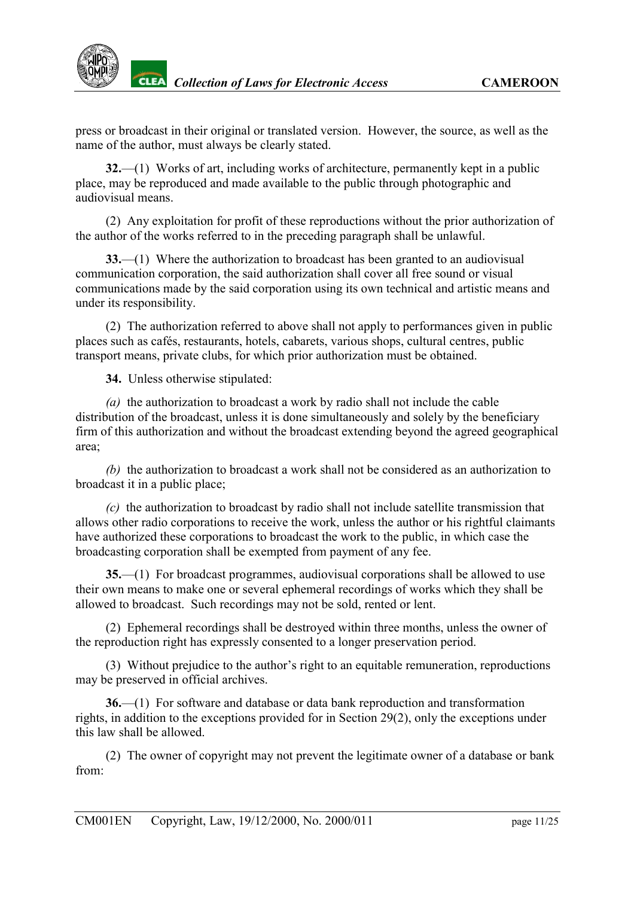press or broadcast in their original or translated version. However, the source, as well as the name of the author, must always be clearly stated.

**32.**—(1) Works of art, including works of architecture, permanently kept in a public place, may be reproduced and made available to the public through photographic and audiovisual means.

(2) Any exploitation for profit of these reproductions without the prior authorization of the author of the works referred to in the preceding paragraph shall be unlawful.

**33.**—(1) Where the authorization to broadcast has been granted to an audiovisual communication corporation, the said authorization shall cover all free sound or visual communications made by the said corporation using its own technical and artistic means and under its responsibility.

(2) The authorization referred to above shall not apply to performances given in public places such as cafés, restaurants, hotels, cabarets, various shops, cultural centres, public transport means, private clubs, for which prior authorization must be obtained.

**34.** Unless otherwise stipulated:

*(a)* the authorization to broadcast a work by radio shall not include the cable distribution of the broadcast, unless it is done simultaneously and solely by the beneficiary firm of this authorization and without the broadcast extending beyond the agreed geographical area;

*(b)* the authorization to broadcast a work shall not be considered as an authorization to broadcast it in a public place;

*(c)* the authorization to broadcast by radio shall not include satellite transmission that allows other radio corporations to receive the work, unless the author or his rightful claimants have authorized these corporations to broadcast the work to the public, in which case the broadcasting corporation shall be exempted from payment of any fee.

**35.**—(1) For broadcast programmes, audiovisual corporations shall be allowed to use their own means to make one or several ephemeral recordings of works which they shall be allowed to broadcast. Such recordings may not be sold, rented or lent.

(2) Ephemeral recordings shall be destroyed within three months, unless the owner of the reproduction right has expressly consented to a longer preservation period.

(3) Without prejudice to the author's right to an equitable remuneration, reproductions may be preserved in official archives.

**36.**—(1) For software and database or data bank reproduction and transformation rights, in addition to the exceptions provided for in Section 29(2), only the exceptions under this law shall be allowed.

(2) The owner of copyright may not prevent the legitimate owner of a database or bank from: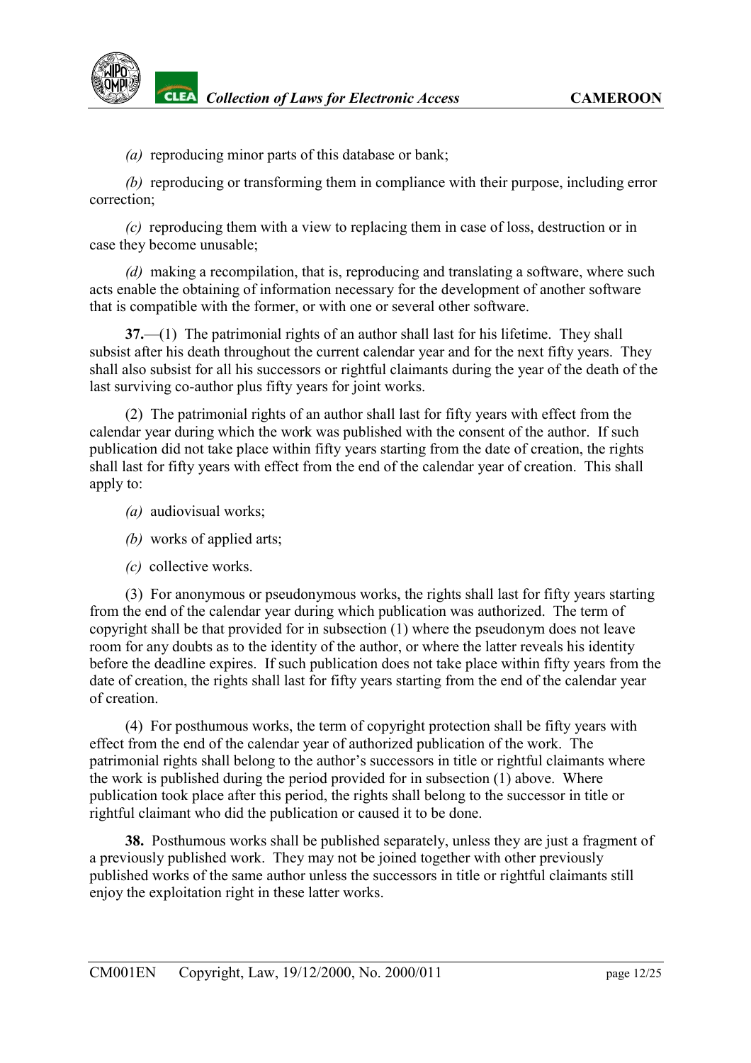*(a)* reproducing minor parts of this database or bank;

*(b)* reproducing or transforming them in compliance with their purpose, including error correction;

*(c)* reproducing them with a view to replacing them in case of loss, destruction or in case they become unusable;

*(d)* making a recompilation, that is, reproducing and translating a software, where such acts enable the obtaining of information necessary for the development of another software that is compatible with the former, or with one or several other software.

**37.**—(1) The patrimonial rights of an author shall last for his lifetime. They shall subsist after his death throughout the current calendar year and for the next fifty years. They shall also subsist for all his successors or rightful claimants during the year of the death of the last surviving co-author plus fifty years for joint works.

(2) The patrimonial rights of an author shall last for fifty years with effect from the calendar year during which the work was published with the consent of the author. If such publication did not take place within fifty years starting from the date of creation, the rights shall last for fifty years with effect from the end of the calendar year of creation. This shall apply to:

*(a)* audiovisual works;

*(b)* works of applied arts;

*(c)* collective works.

(3) For anonymous or pseudonymous works, the rights shall last for fifty years starting from the end of the calendar year during which publication was authorized. The term of copyright shall be that provided for in subsection (1) where the pseudonym does not leave room for any doubts as to the identity of the author, or where the latter reveals his identity before the deadline expires. If such publication does not take place within fifty years from the date of creation, the rights shall last for fifty years starting from the end of the calendar year of creation.

(4) For posthumous works, the term of copyright protection shall be fifty years with effect from the end of the calendar year of authorized publication of the work. The patrimonial rights shall belong to the author's successors in title or rightful claimants where the work is published during the period provided for in subsection (1) above. Where publication took place after this period, the rights shall belong to the successor in title or rightful claimant who did the publication or caused it to be done.

**38.** Posthumous works shall be published separately, unless they are just a fragment of a previously published work. They may not be joined together with other previously published works of the same author unless the successors in title or rightful claimants still enjoy the exploitation right in these latter works.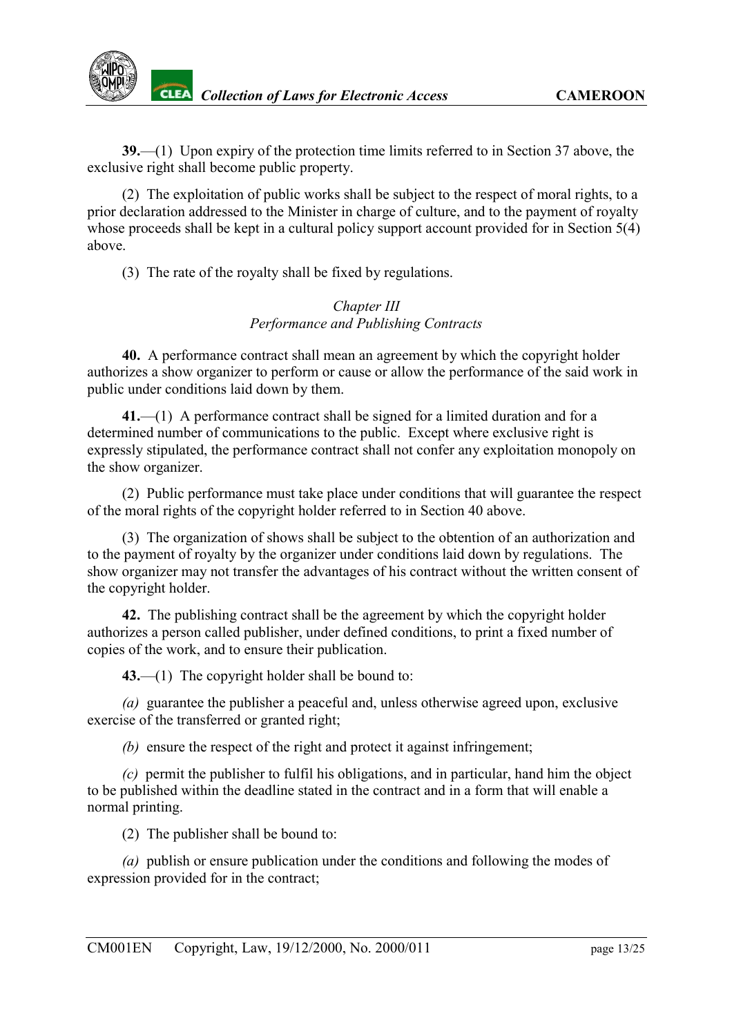**39.**—(1) Upon expiry of the protection time limits referred to in Section 37 above, the exclusive right shall become public property.

(2) The exploitation of public works shall be subject to the respect of moral rights, to a prior declaration addressed to the Minister in charge of culture, and to the payment of royalty whose proceeds shall be kept in a cultural policy support account provided for in Section 5(4) above.

(3) The rate of the royalty shall be fixed by regulations.

## *Chapter III*
## *Performance and Publishing Contracts*

**40.** A performance contract shall mean an agreement by which the copyright holder authorizes a show organizer to perform or cause or allow the performance of the said work in public under conditions laid down by them.

**41.**—(1) A performance contract shall be signed for a limited duration and for a determined number of communications to the public. Except where exclusive right is expressly stipulated, the performance contract shall not confer any exploitation monopoly on the show organizer.

(2) Public performance must take place under conditions that will guarantee the respect of the moral rights of the copyright holder referred to in Section 40 above.

(3) The organization of shows shall be subject to the obtention of an authorization and to the payment of royalty by the organizer under conditions laid down by regulations. The show organizer may not transfer the advantages of his contract without the written consent of the copyright holder.

**42.** The publishing contract shall be the agreement by which the copyright holder authorizes a person called publisher, under defined conditions, to print a fixed number of copies of the work, and to ensure their publication.

**43.**—(1) The copyright holder shall be bound to:

*(a)* guarantee the publisher a peaceful and, unless otherwise agreed upon, exclusive exercise of the transferred or granted right;

*(b)* ensure the respect of the right and protect it against infringement;

*(c)* permit the publisher to fulfil his obligations, and in particular, hand him the object to be published within the deadline stated in the contract and in a form that will enable a normal printing.

(2) The publisher shall be bound to:

*(a)* publish or ensure publication under the conditions and following the modes of expression provided for in the contract;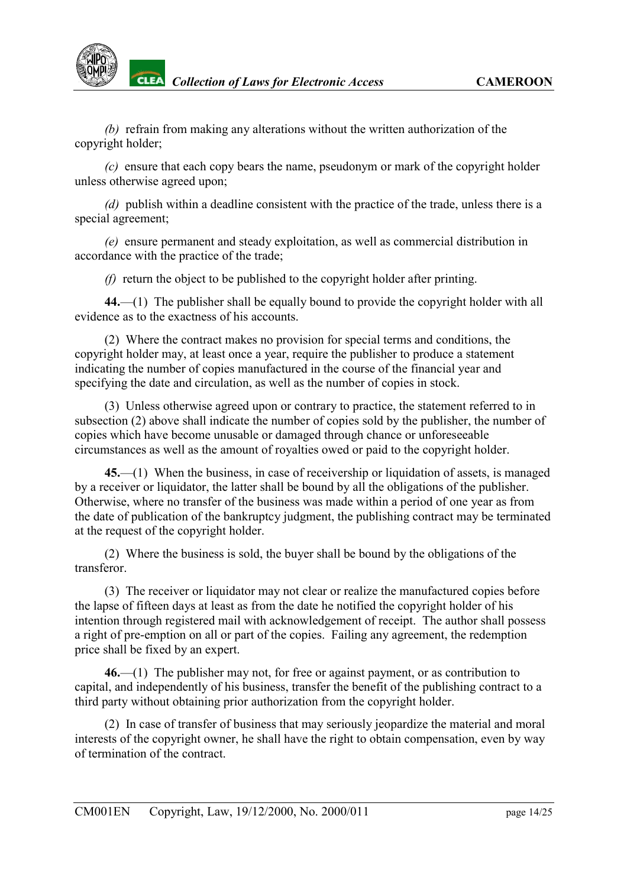*(b)* refrain from making any alterations without the written authorization of the copyright holder;

*(c)* ensure that each copy bears the name, pseudonym or mark of the copyright holder unless otherwise agreed upon;

*(d)* publish within a deadline consistent with the practice of the trade, unless there is a special agreement;

*(e)* ensure permanent and steady exploitation, as well as commercial distribution in accordance with the practice of the trade;

*(f)* return the object to be published to the copyright holder after printing.

**44.**—(1) The publisher shall be equally bound to provide the copyright holder with all evidence as to the exactness of his accounts.

(2) Where the contract makes no provision for special terms and conditions, the copyright holder may, at least once a year, require the publisher to produce a statement indicating the number of copies manufactured in the course of the financial year and specifying the date and circulation, as well as the number of copies in stock.

(3) Unless otherwise agreed upon or contrary to practice, the statement referred to in subsection (2) above shall indicate the number of copies sold by the publisher, the number of copies which have become unusable or damaged through chance or unforeseeable circumstances as well as the amount of royalties owed or paid to the copyright holder.

**45.**—(1) When the business, in case of receivership or liquidation of assets, is managed by a receiver or liquidator, the latter shall be bound by all the obligations of the publisher. Otherwise, where no transfer of the business was made within a period of one year as from the date of publication of the bankruptcy judgment, the publishing contract may be terminated at the request of the copyright holder.

(2) Where the business is sold, the buyer shall be bound by the obligations of the transferor.

(3) The receiver or liquidator may not clear or realize the manufactured copies before the lapse of fifteen days at least as from the date he notified the copyright holder of his intention through registered mail with acknowledgement of receipt. The author shall possess a right of pre-emption on all or part of the copies. Failing any agreement, the redemption price shall be fixed by an expert.

**46.**—(1) The publisher may not, for free or against payment, or as contribution to capital, and independently of his business, transfer the benefit of the publishing contract to a third party without obtaining prior authorization from the copyright holder.

(2) In case of transfer of business that may seriously jeopardize the material and moral interests of the copyright owner, he shall have the right to obtain compensation, even by way of termination of the contract.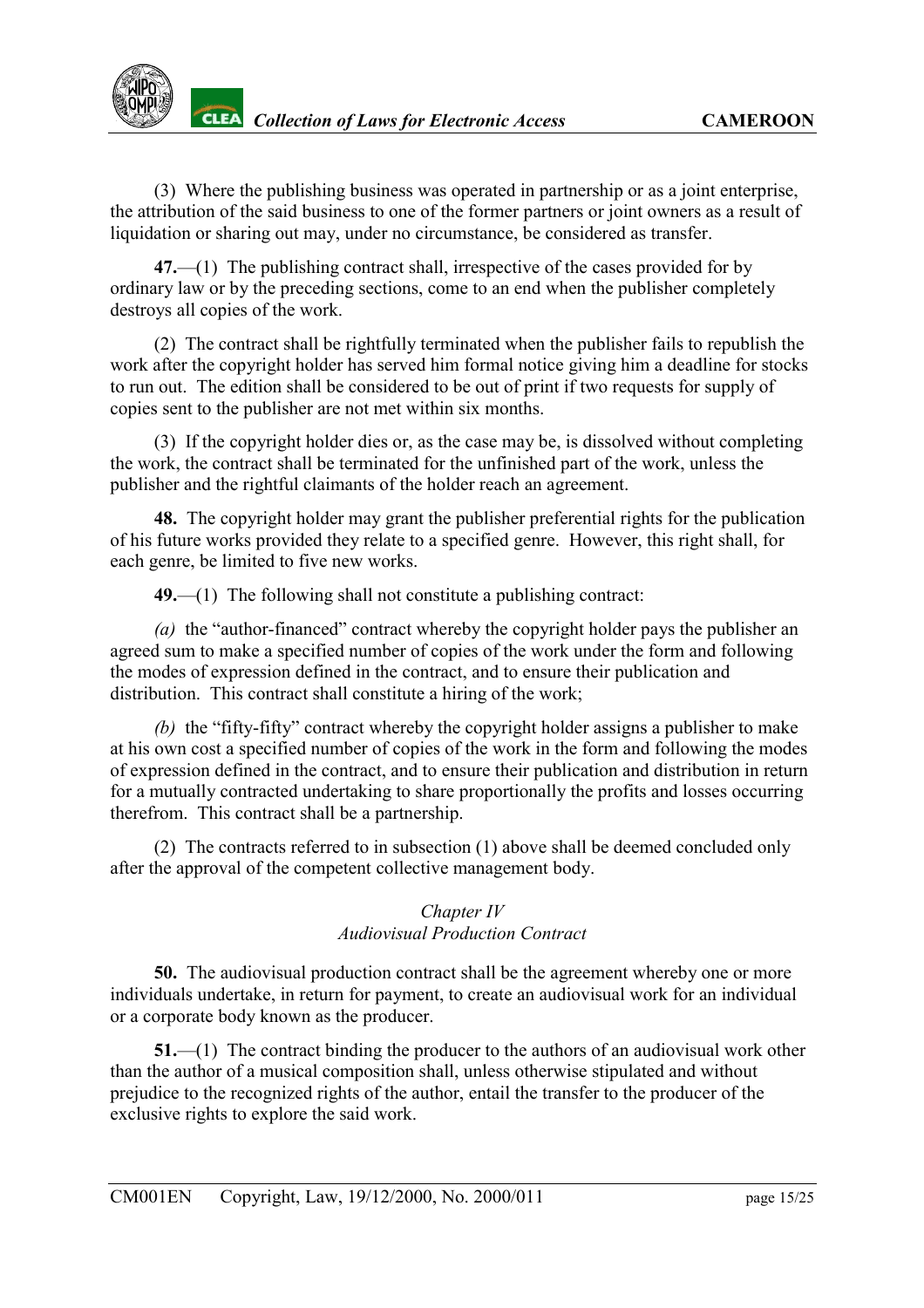(3) Where the publishing business was operated in partnership or as a joint enterprise, the attribution of the said business to one of the former partners or joint owners as a result of liquidation or sharing out may, under no circumstance, be considered as transfer.

**47.**—(1) The publishing contract shall, irrespective of the cases provided for by ordinary law or by the preceding sections, come to an end when the publisher completely destroys all copies of the work.

(2) The contract shall be rightfully terminated when the publisher fails to republish the work after the copyright holder has served him formal notice giving him a deadline for stocks to run out. The edition shall be considered to be out of print if two requests for supply of copies sent to the publisher are not met within six months.

(3) If the copyright holder dies or, as the case may be, is dissolved without completing the work, the contract shall be terminated for the unfinished part of the work, unless the publisher and the rightful claimants of the holder reach an agreement.

**48.** The copyright holder may grant the publisher preferential rights for the publication of his future works provided they relate to a specified genre. However, this right shall, for each genre, be limited to five new works.

**49.**—(1) The following shall not constitute a publishing contract:

*(a)* the "author-financed" contract whereby the copyright holder pays the publisher an agreed sum to make a specified number of copies of the work under the form and following the modes of expression defined in the contract, and to ensure their publication and distribution. This contract shall constitute a hiring of the work;

*(b)* the "fifty-fifty" contract whereby the copyright holder assigns a publisher to make at his own cost a specified number of copies of the work in the form and following the modes of expression defined in the contract, and to ensure their publication and distribution in return for a mutually contracted undertaking to share proportionally the profits and losses occurring therefrom. This contract shall be a partnership.

(2) The contracts referred to in subsection (1) above shall be deemed concluded only after the approval of the competent collective management body.

## *Chapter IV*
## *Audiovisual Production Contract*

**50.** The audiovisual production contract shall be the agreement whereby one or more individuals undertake, in return for payment, to create an audiovisual work for an individual or a corporate body known as the producer.

**51.**—(1) The contract binding the producer to the authors of an audiovisual work other than the author of a musical composition shall, unless otherwise stipulated and without prejudice to the recognized rights of the author, entail the transfer to the producer of the exclusive rights to explore the said work.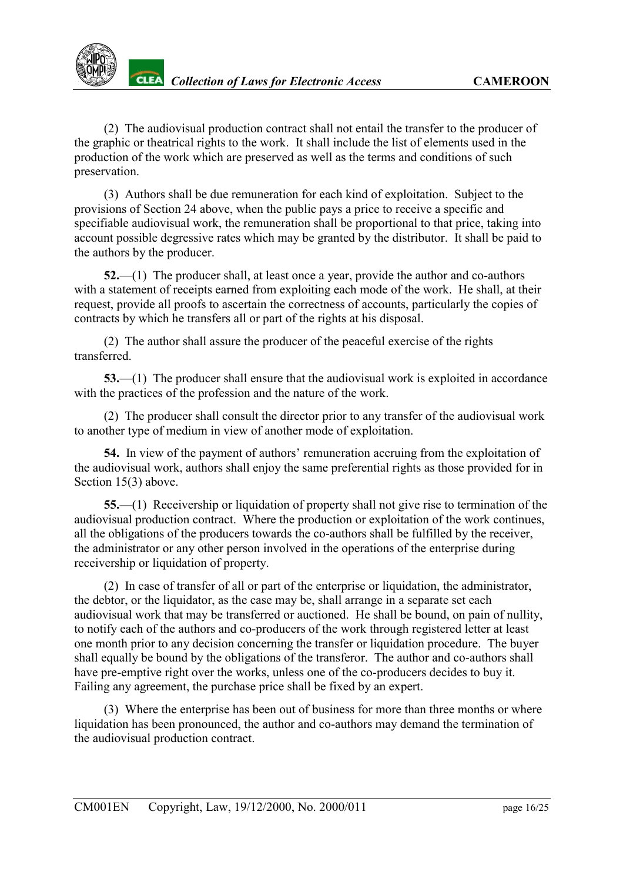(2) The audiovisual production contract shall not entail the transfer to the producer of the graphic or theatrical rights to the work. It shall include the list of elements used in the production of the work which are preserved as well as the terms and conditions of such preservation.

(3) Authors shall be due remuneration for each kind of exploitation. Subject to the provisions of Section 24 above, when the public pays a price to receive a specific and specifiable audiovisual work, the remuneration shall be proportional to that price, taking into account possible degressive rates which may be granted by the distributor. It shall be paid to the authors by the producer.

**52.**—(1) The producer shall, at least once a year, provide the author and co-authors with a statement of receipts earned from exploiting each mode of the work. He shall, at their request, provide all proofs to ascertain the correctness of accounts, particularly the copies of contracts by which he transfers all or part of the rights at his disposal.

(2) The author shall assure the producer of the peaceful exercise of the rights transferred.

**53.**—(1) The producer shall ensure that the audiovisual work is exploited in accordance with the practices of the profession and the nature of the work.

(2) The producer shall consult the director prior to any transfer of the audiovisual work to another type of medium in view of another mode of exploitation.

**54.** In view of the payment of authors' remuneration accruing from the exploitation of the audiovisual work, authors shall enjoy the same preferential rights as those provided for in Section 15(3) above.

**55.**—(1) Receivership or liquidation of property shall not give rise to termination of the audiovisual production contract. Where the production or exploitation of the work continues, all the obligations of the producers towards the co-authors shall be fulfilled by the receiver, the administrator or any other person involved in the operations of the enterprise during receivership or liquidation of property.

(2) In case of transfer of all or part of the enterprise or liquidation, the administrator, the debtor, or the liquidator, as the case may be, shall arrange in a separate set each audiovisual work that may be transferred or auctioned. He shall be bound, on pain of nullity, to notify each of the authors and co-producers of the work through registered letter at least one month prior to any decision concerning the transfer or liquidation procedure. The buyer shall equally be bound by the obligations of the transferor. The author and co-authors shall have pre-emptive right over the works, unless one of the co-producers decides to buy it. Failing any agreement, the purchase price shall be fixed by an expert.

(3) Where the enterprise has been out of business for more than three months or where liquidation has been pronounced, the author and co-authors may demand the termination of the audiovisual production contract.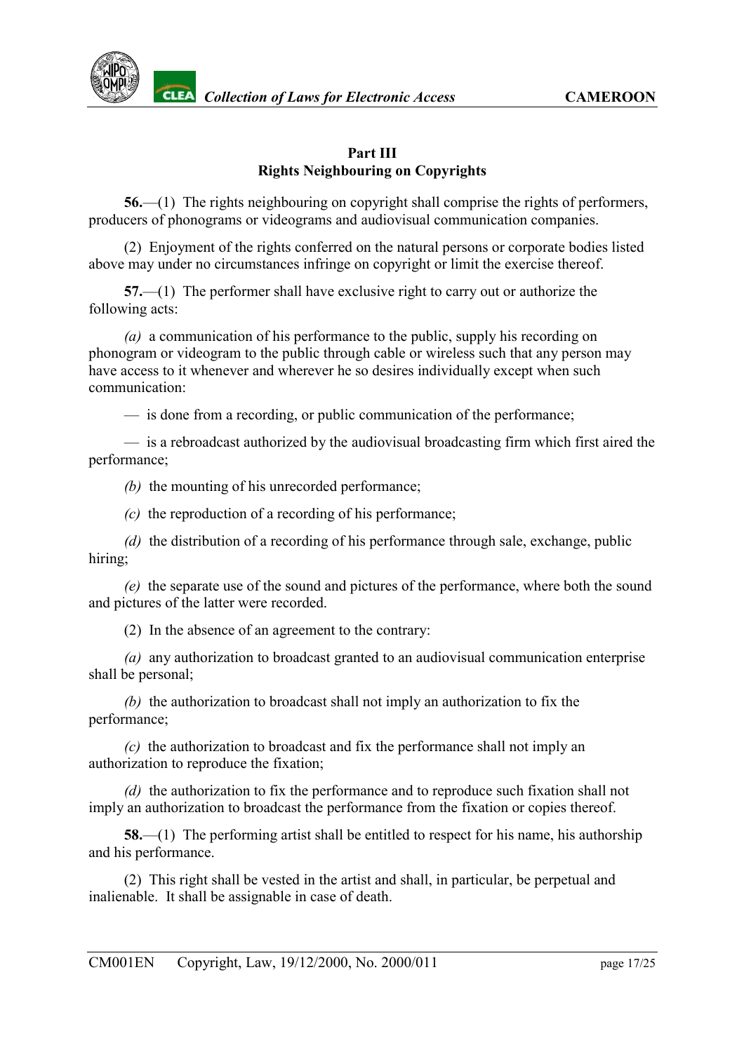## Part III
## Rights Neighbouring on Copyrights

**56.**—(1) The rights neighbouring on copyright shall comprise the rights of performers, producers of phonograms or videograms and audiovisual communication companies.

(2) Enjoyment of the rights conferred on the natural persons or corporate bodies listed above may under no circumstances infringe on copyright or limit the exercise thereof.

**57.**—(1) The performer shall have exclusive right to carry out or authorize the following acts:

*(a)* a communication of his performance to the public, supply his recording on phonogram or videogram to the public through cable or wireless such that any person may have access to it whenever and wherever he so desires individually except when such communication:

— is done from a recording, or public communication of the performance;

— is a rebroadcast authorized by the audiovisual broadcasting firm which first aired the performance;

*(b)* the mounting of his unrecorded performance;

*(c)* the reproduction of a recording of his performance;

*(d)* the distribution of a recording of his performance through sale, exchange, public hiring;

*(e)* the separate use of the sound and pictures of the performance, where both the sound and pictures of the latter were recorded.

(2) In the absence of an agreement to the contrary:

*(a)* any authorization to broadcast granted to an audiovisual communication enterprise shall be personal;

*(b)* the authorization to broadcast shall not imply an authorization to fix the performance;

*(c)* the authorization to broadcast and fix the performance shall not imply an authorization to reproduce the fixation;

*(d)* the authorization to fix the performance and to reproduce such fixation shall not imply an authorization to broadcast the performance from the fixation or copies thereof.

**58.**—(1) The performing artist shall be entitled to respect for his name, his authorship and his performance.

(2) This right shall be vested in the artist and shall, in particular, be perpetual and inalienable. It shall be assignable in case of death.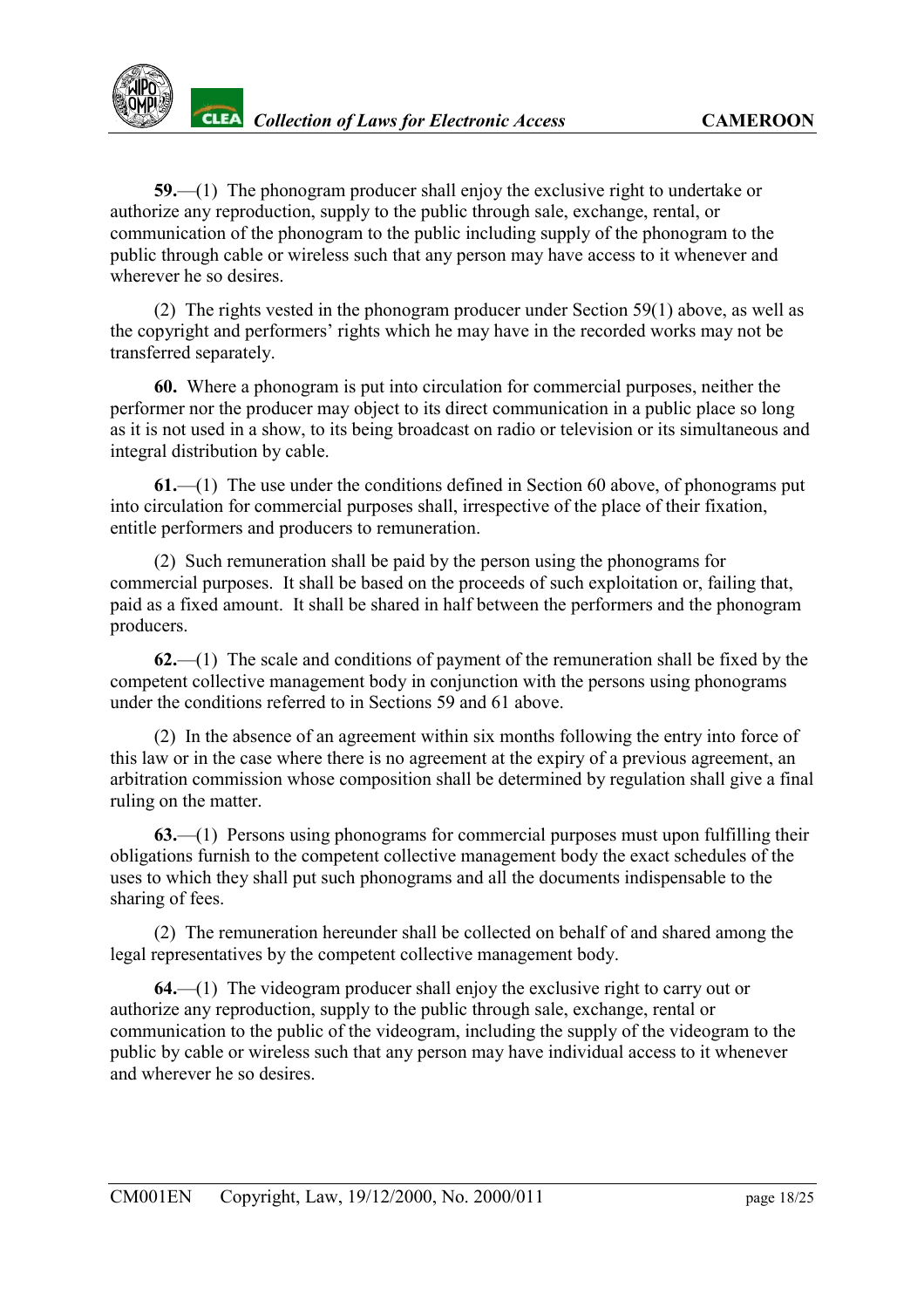**59.**—(1) The phonogram producer shall enjoy the exclusive right to undertake or authorize any reproduction, supply to the public through sale, exchange, rental, or communication of the phonogram to the public including supply of the phonogram to the public through cable or wireless such that any person may have access to it whenever and wherever he so desires.

(2) The rights vested in the phonogram producer under Section 59(1) above, as well as the copyright and performers' rights which he may have in the recorded works may not be transferred separately.

**60.** Where a phonogram is put into circulation for commercial purposes, neither the performer nor the producer may object to its direct communication in a public place so long as it is not used in a show, to its being broadcast on radio or television or its simultaneous and integral distribution by cable.

**61.**—(1) The use under the conditions defined in Section 60 above, of phonograms put into circulation for commercial purposes shall, irrespective of the place of their fixation, entitle performers and producers to remuneration.

(2) Such remuneration shall be paid by the person using the phonograms for commercial purposes. It shall be based on the proceeds of such exploitation or, failing that, paid as a fixed amount. It shall be shared in half between the performers and the phonogram producers.

**62.**—(1) The scale and conditions of payment of the remuneration shall be fixed by the competent collective management body in conjunction with the persons using phonograms under the conditions referred to in Sections 59 and 61 above.

(2) In the absence of an agreement within six months following the entry into force of this law or in the case where there is no agreement at the expiry of a previous agreement, an arbitration commission whose composition shall be determined by regulation shall give a final ruling on the matter.

**63.**—(1) Persons using phonograms for commercial purposes must upon fulfilling their obligations furnish to the competent collective management body the exact schedules of the uses to which they shall put such phonograms and all the documents indispensable to the sharing of fees.

(2) The remuneration hereunder shall be collected on behalf of and shared among the legal representatives by the competent collective management body.

**64.**—(1) The videogram producer shall enjoy the exclusive right to carry out or authorize any reproduction, supply to the public through sale, exchange, rental or communication to the public of the videogram, including the supply of the videogram to the public by cable or wireless such that any person may have individual access to it whenever and wherever he so desires.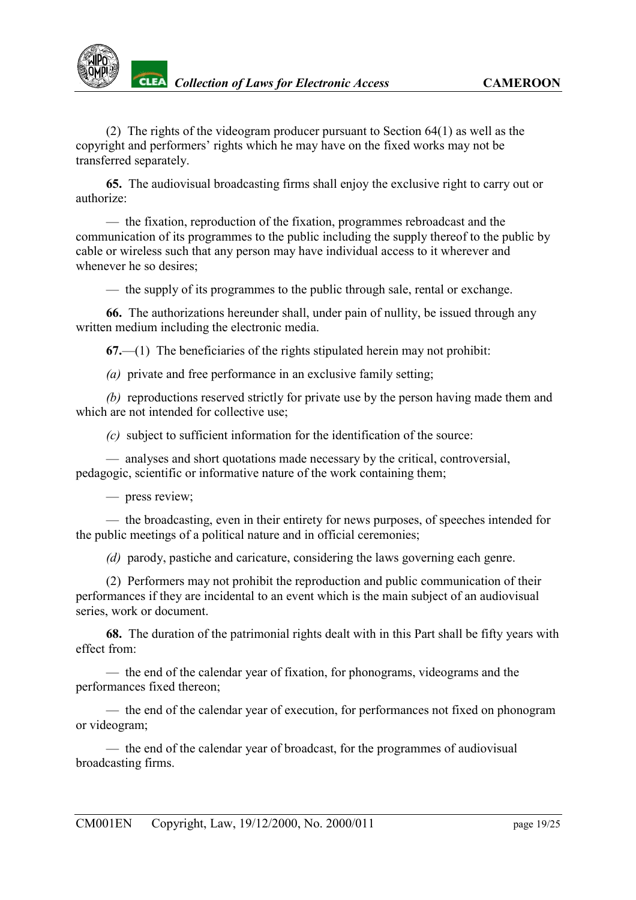(2) The rights of the videogram producer pursuant to Section 64(1) as well as the copyright and performers' rights which he may have on the fixed works may not be transferred separately.

**65.** The audiovisual broadcasting firms shall enjoy the exclusive right to carry out or authorize:

— the fixation, reproduction of the fixation, programmes rebroadcast and the communication of its programmes to the public including the supply thereof to the public by cable or wireless such that any person may have individual access to it wherever and whenever he so desires;

— the supply of its programmes to the public through sale, rental or exchange.

**66.** The authorizations hereunder shall, under pain of nullity, be issued through any written medium including the electronic media.

**67.**—(1) The beneficiaries of the rights stipulated herein may not prohibit:

*(a)* private and free performance in an exclusive family setting;

*(b)* reproductions reserved strictly for private use by the person having made them and which are not intended for collective use;

*(c)* subject to sufficient information for the identification of the source:

— analyses and short quotations made necessary by the critical, controversial, pedagogic, scientific or informative nature of the work containing them;

— press review;

— the broadcasting, even in their entirety for news purposes, of speeches intended for the public meetings of a political nature and in official ceremonies;

*(d)* parody, pastiche and caricature, considering the laws governing each genre.

(2) Performers may not prohibit the reproduction and public communication of their performances if they are incidental to an event which is the main subject of an audiovisual series, work or document.

**68.** The duration of the patrimonial rights dealt with in this Part shall be fifty years with effect from:

— the end of the calendar year of fixation, for phonograms, videograms and the performances fixed thereon;

— the end of the calendar year of execution, for performances not fixed on phonogram or videogram;

— the end of the calendar year of broadcast, for the programmes of audiovisual broadcasting firms.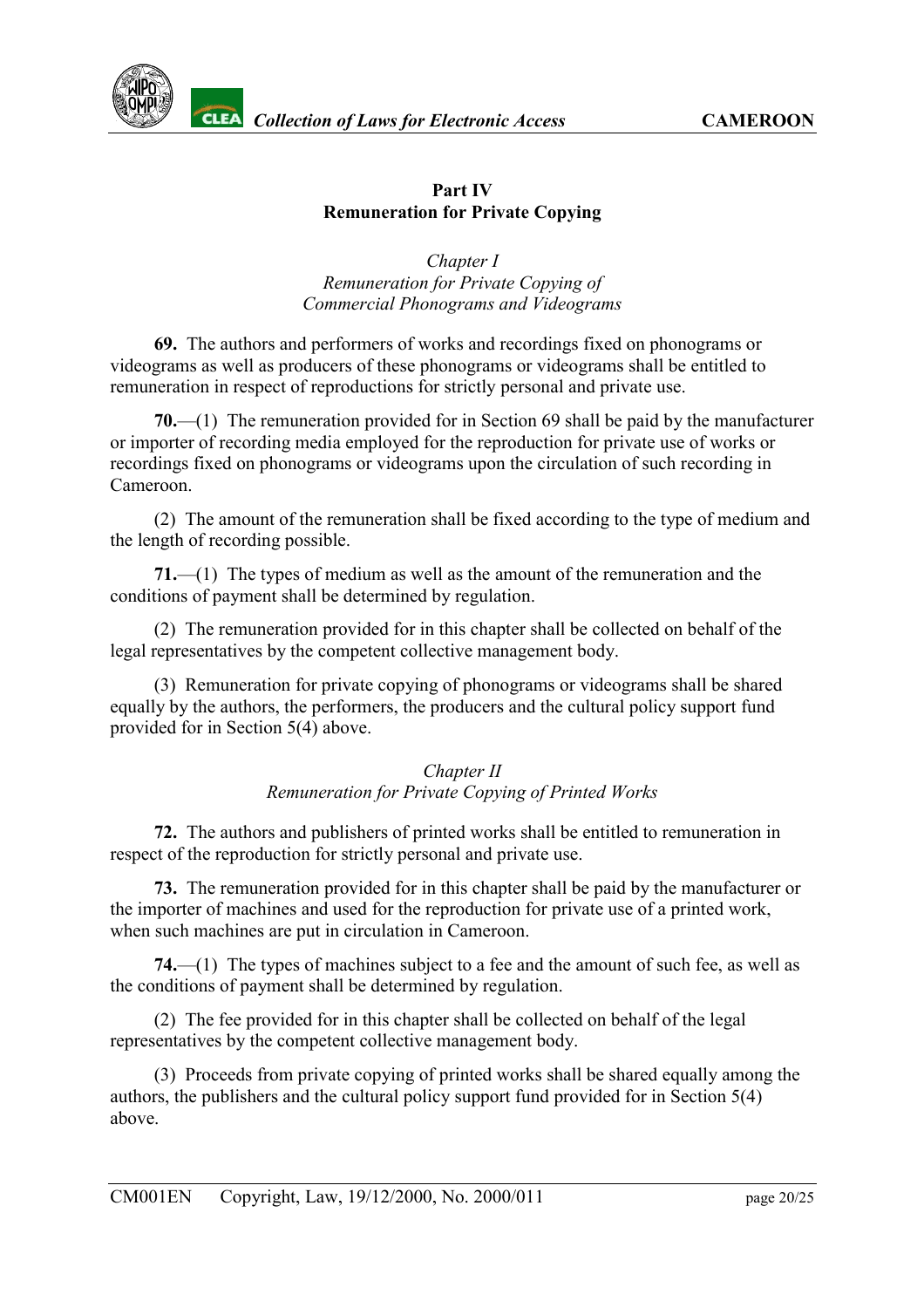## Part IV
## Remuneration for Private Copying

### *Chapter I*
### *Remuneration for Private Copying of Commercial Phonograms and Videograms*

**69.** The authors and performers of works and recordings fixed on phonograms or videograms as well as producers of these phonograms or videograms shall be entitled to remuneration in respect of reproductions for strictly personal and private use.

**70.**—(1) The remuneration provided for in Section 69 shall be paid by the manufacturer or importer of recording media employed for the reproduction for private use of works or recordings fixed on phonograms or videograms upon the circulation of such recording in Cameroon.

(2) The amount of the remuneration shall be fixed according to the type of medium and the length of recording possible.

**71.**—(1) The types of medium as well as the amount of the remuneration and the conditions of payment shall be determined by regulation.

(2) The remuneration provided for in this chapter shall be collected on behalf of the legal representatives by the competent collective management body.

(3) Remuneration for private copying of phonograms or videograms shall be shared equally by the authors, the performers, the producers and the cultural policy support fund provided for in Section 5(4) above.

### *Chapter II*
### *Remuneration for Private Copying of Printed Works*

**72.** The authors and publishers of printed works shall be entitled to remuneration in respect of the reproduction for strictly personal and private use.

**73.** The remuneration provided for in this chapter shall be paid by the manufacturer or the importer of machines and used for the reproduction for private use of a printed work, when such machines are put in circulation in Cameroon.

**74.**—(1) The types of machines subject to a fee and the amount of such fee, as well as the conditions of payment shall be determined by regulation.

(2) The fee provided for in this chapter shall be collected on behalf of the legal representatives by the competent collective management body.

(3) Proceeds from private copying of printed works shall be shared equally among the authors, the publishers and the cultural policy support fund provided for in Section 5(4) above.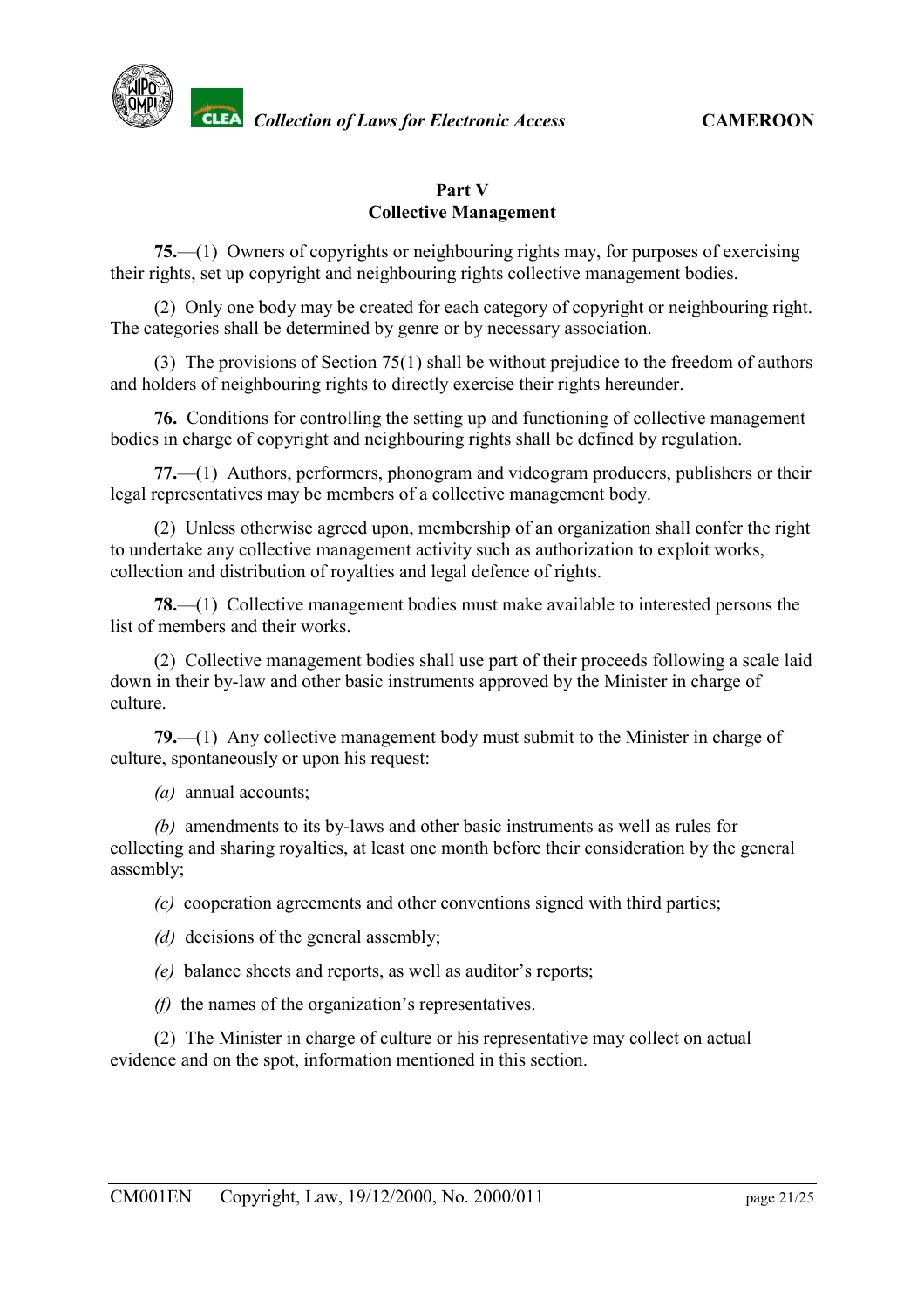## Part V
## Collective Management

**75.**—(1) Owners of copyrights or neighbouring rights may, for purposes of exercising their rights, set up copyright and neighbouring rights collective management bodies.

(2) Only one body may be created for each category of copyright or neighbouring right. The categories shall be determined by genre or by necessary association.

(3) The provisions of Section 75(1) shall be without prejudice to the freedom of authors and holders of neighbouring rights to directly exercise their rights hereunder.

**76.** Conditions for controlling the setting up and functioning of collective management bodies in charge of copyright and neighbouring rights shall be defined by regulation.

**77.**—(1) Authors, performers, phonogram and videogram producers, publishers or their legal representatives may be members of a collective management body.

(2) Unless otherwise agreed upon, membership of an organization shall confer the right to undertake any collective management activity such as authorization to exploit works, collection and distribution of royalties and legal defence of rights.

**78.**—(1) Collective management bodies must make available to interested persons the list of members and their works.

(2) Collective management bodies shall use part of their proceeds following a scale laid down in their by-law and other basic instruments approved by the Minister in charge of culture.

**79.**—(1) Any collective management body must submit to the Minister in charge of culture, spontaneously or upon his request:

*(a)* annual accounts;

*(b)* amendments to its by-laws and other basic instruments as well as rules for collecting and sharing royalties, at least one month before their consideration by the general assembly;

*(c)* cooperation agreements and other conventions signed with third parties;

*(d)* decisions of the general assembly;

*(e)* balance sheets and reports, as well as auditor's reports;

*(f)* the names of the organization's representatives.

(2) The Minister in charge of culture or his representative may collect on actual evidence and on the spot, information mentioned in this section.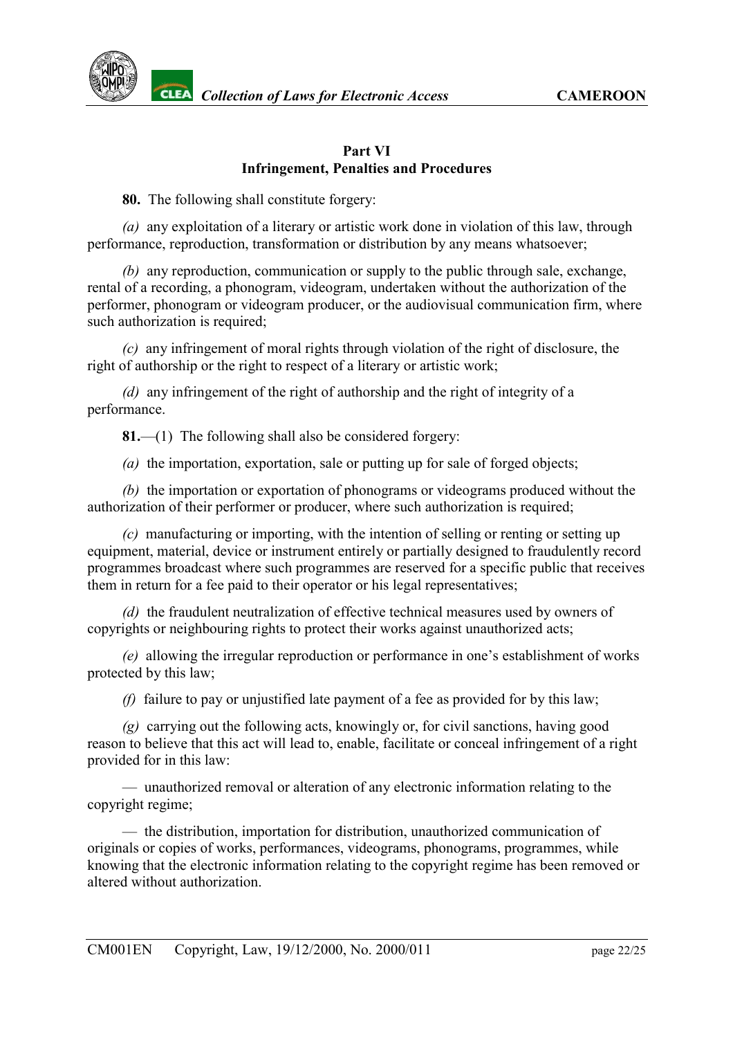## Part VI
## Infringement, Penalties and Procedures

**80.** The following shall constitute forgery:

*(a)* any exploitation of a literary or artistic work done in violation of this law, through performance, reproduction, transformation or distribution by any means whatsoever;

*(b)* any reproduction, communication or supply to the public through sale, exchange, rental of a recording, a phonogram, videogram, undertaken without the authorization of the performer, phonogram or videogram producer, or the audiovisual communication firm, where such authorization is required;

*(c)* any infringement of moral rights through violation of the right of disclosure, the right of authorship or the right to respect of a literary or artistic work;

*(d)* any infringement of the right of authorship and the right of integrity of a performance.

**81.**—(1) The following shall also be considered forgery:

*(a)* the importation, exportation, sale or putting up for sale of forged objects;

*(b)* the importation or exportation of phonograms or videograms produced without the authorization of their performer or producer, where such authorization is required;

*(c)* manufacturing or importing, with the intention of selling or renting or setting up equipment, material, device or instrument entirely or partially designed to fraudulently record programmes broadcast where such programmes are reserved for a specific public that receives them in return for a fee paid to their operator or his legal representatives;

*(d)* the fraudulent neutralization of effective technical measures used by owners of copyrights or neighbouring rights to protect their works against unauthorized acts;

*(e)* allowing the irregular reproduction or performance in one's establishment of works protected by this law;

*(f)* failure to pay or unjustified late payment of a fee as provided for by this law;

*(g)* carrying out the following acts, knowingly or, for civil sanctions, having good reason to believe that this act will lead to, enable, facilitate or conceal infringement of a right provided for in this law:

— unauthorized removal or alteration of any electronic information relating to the copyright regime;

— the distribution, importation for distribution, unauthorized communication of originals or copies of works, performances, videograms, phonograms, programmes, while knowing that the electronic information relating to the copyright regime has been removed or altered without authorization.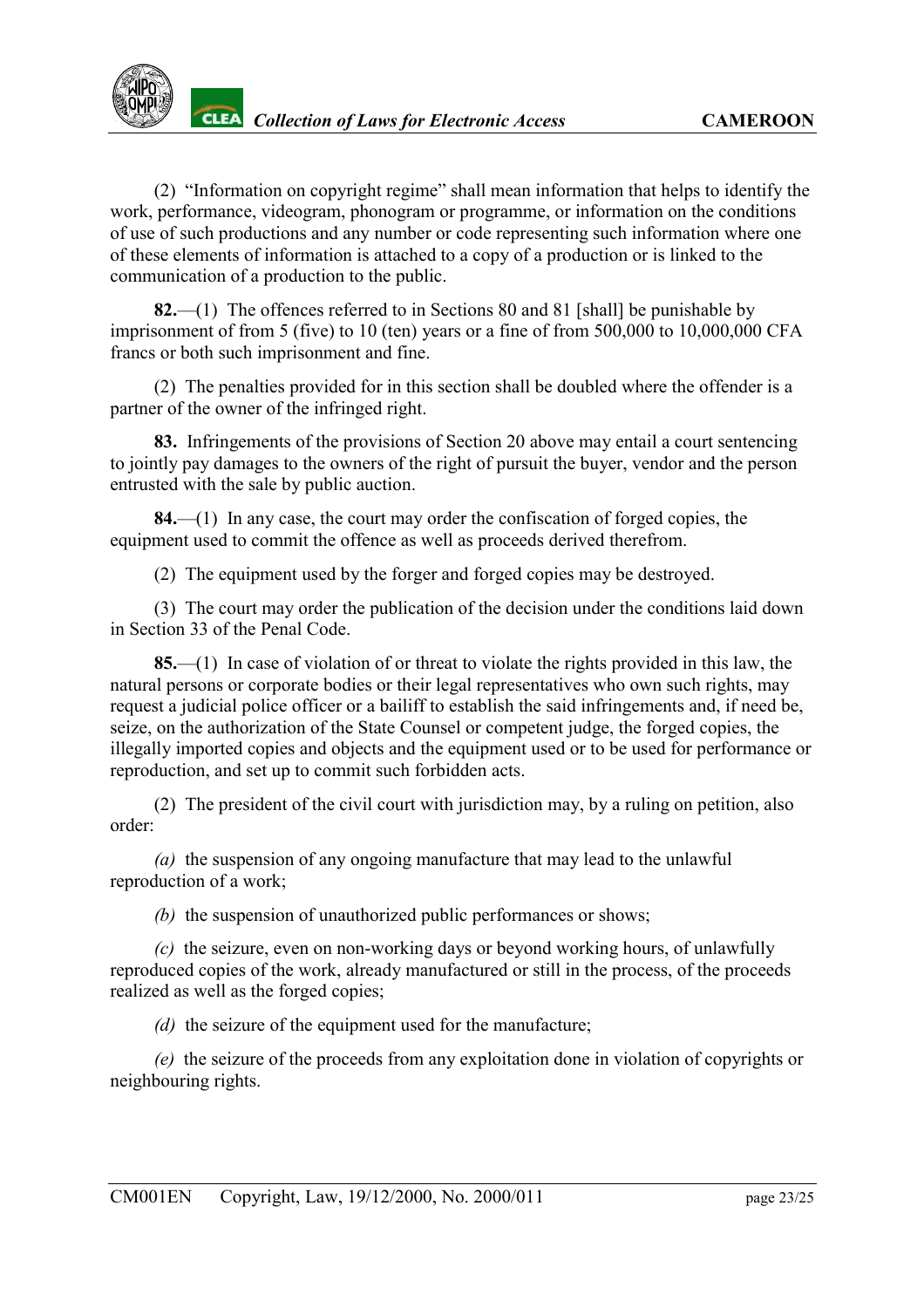(2) "Information on copyright regime" shall mean information that helps to identify the work, performance, videogram, phonogram or programme, or information on the conditions of use of such productions and any number or code representing such information where one of these elements of information is attached to a copy of a production or is linked to the communication of a production to the public.

**82.**—(1) The offences referred to in Sections 80 and 81 [shall] be punishable by imprisonment of from 5 (five) to 10 (ten) years or a fine of from 500,000 to 10,000,000 CFA francs or both such imprisonment and fine.

(2) The penalties provided for in this section shall be doubled where the offender is a partner of the owner of the infringed right.

**83.** Infringements of the provisions of Section 20 above may entail a court sentencing to jointly pay damages to the owners of the right of pursuit the buyer, vendor and the person entrusted with the sale by public auction.

**84.**—(1) In any case, the court may order the confiscation of forged copies, the equipment used to commit the offence as well as proceeds derived therefrom.

(2) The equipment used by the forger and forged copies may be destroyed.

(3) The court may order the publication of the decision under the conditions laid down in Section 33 of the Penal Code.

**85.**—(1) In case of violation of or threat to violate the rights provided in this law, the natural persons or corporate bodies or their legal representatives who own such rights, may request a judicial police officer or a bailiff to establish the said infringements and, if need be, seize, on the authorization of the State Counsel or competent judge, the forged copies, the illegally imported copies and objects and the equipment used or to be used for performance or reproduction, and set up to commit such forbidden acts.

(2) The president of the civil court with jurisdiction may, by a ruling on petition, also order:

*(a)* the suspension of any ongoing manufacture that may lead to the unlawful reproduction of a work;

*(b)* the suspension of unauthorized public performances or shows;

*(c)* the seizure, even on non-working days or beyond working hours, of unlawfully reproduced copies of the work, already manufactured or still in the process, of the proceeds realized as well as the forged copies;

*(d)* the seizure of the equipment used for the manufacture;

*(e)* the seizure of the proceeds from any exploitation done in violation of copyrights or neighbouring rights.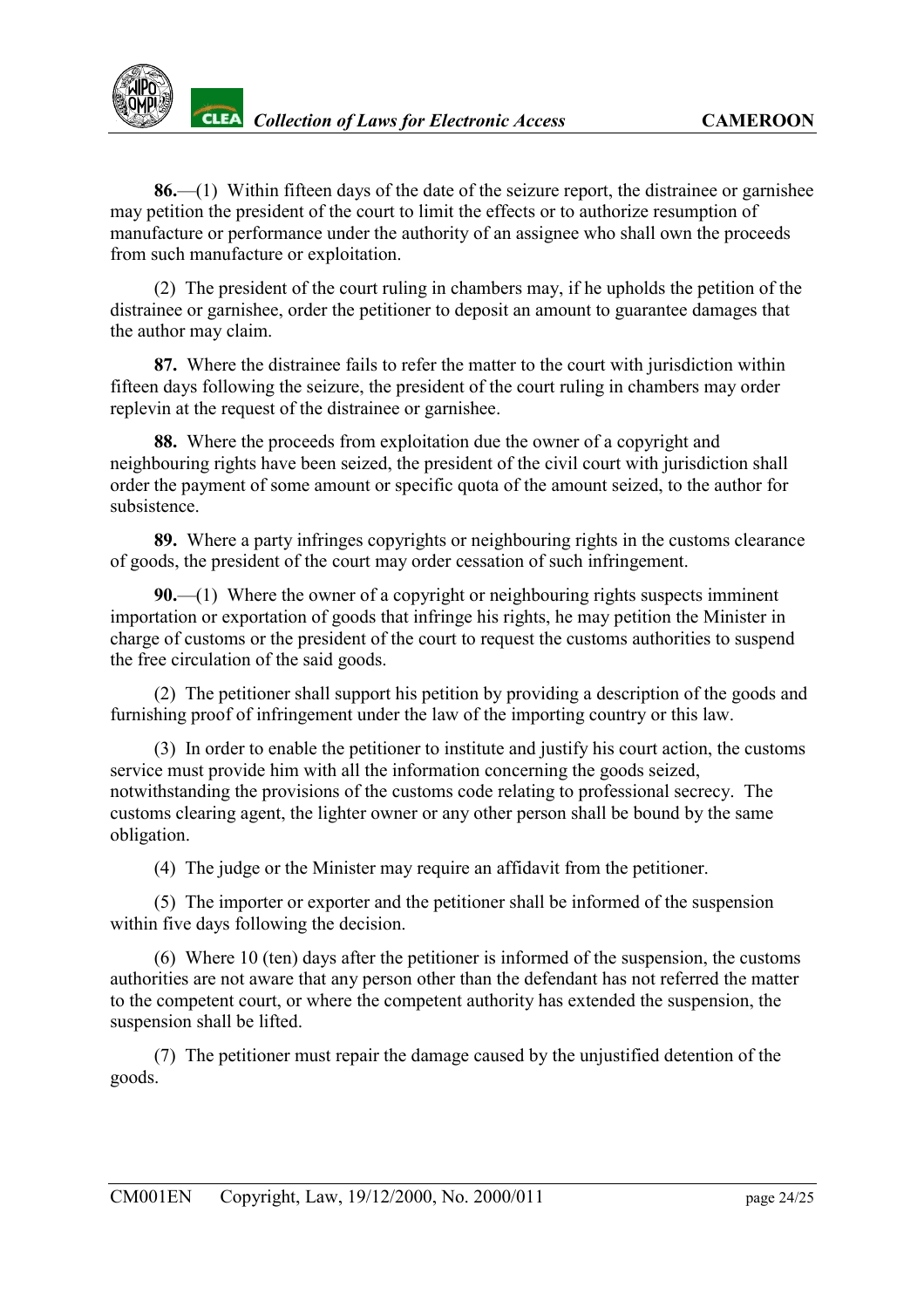**86.**—(1) Within fifteen days of the date of the seizure report, the distrainee or garnishee may petition the president of the court to limit the effects or to authorize resumption of manufacture or performance under the authority of an assignee who shall own the proceeds from such manufacture or exploitation.

(2) The president of the court ruling in chambers may, if he upholds the petition of the distrainee or garnishee, order the petitioner to deposit an amount to guarantee damages that the author may claim.

**87.** Where the distrainee fails to refer the matter to the court with jurisdiction within fifteen days following the seizure, the president of the court ruling in chambers may order replevin at the request of the distrainee or garnishee.

**88.** Where the proceeds from exploitation due the owner of a copyright and neighbouring rights have been seized, the president of the civil court with jurisdiction shall order the payment of some amount or specific quota of the amount seized, to the author for subsistence.

**89.** Where a party infringes copyrights or neighbouring rights in the customs clearance of goods, the president of the court may order cessation of such infringement.

**90.**—(1) Where the owner of a copyright or neighbouring rights suspects imminent importation or exportation of goods that infringe his rights, he may petition the Minister in charge of customs or the president of the court to request the customs authorities to suspend the free circulation of the said goods.

(2) The petitioner shall support his petition by providing a description of the goods and furnishing proof of infringement under the law of the importing country or this law.

(3) In order to enable the petitioner to institute and justify his court action, the customs service must provide him with all the information concerning the goods seized, notwithstanding the provisions of the customs code relating to professional secrecy. The customs clearing agent, the lighter owner or any other person shall be bound by the same obligation.

(4) The judge or the Minister may require an affidavit from the petitioner.

(5) The importer or exporter and the petitioner shall be informed of the suspension within five days following the decision.

(6) Where 10 (ten) days after the petitioner is informed of the suspension, the customs authorities are not aware that any person other than the defendant has not referred the matter to the competent court, or where the competent authority has extended the suspension, the suspension shall be lifted.

(7) The petitioner must repair the damage caused by the unjustified detention of the goods.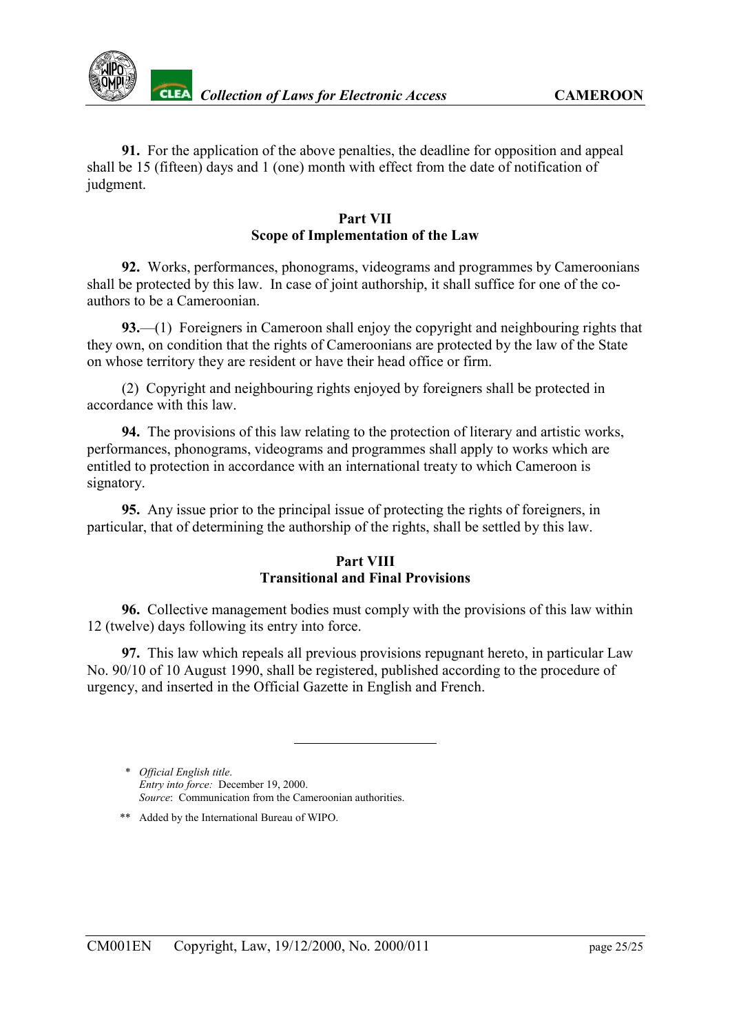**91.** For the application of the above penalties, the deadline for opposition and appeal shall be 15 (fifteen) days and 1 (one) month with effect from the date of notification of judgment.

## Part VII
## Scope of Implementation of the Law

**92.** Works, performances, phonograms, videograms and programmes by Cameroonians shall be protected by this law. In case of joint authorship, it shall suffice for one of the co-authors to be a Cameroonian.

**93.**—(1) Foreigners in Cameroon shall enjoy the copyright and neighbouring rights that they own, on condition that the rights of Cameroonians are protected by the law of the State on whose territory they are resident or have their head office or firm.

(2) Copyright and neighbouring rights enjoyed by foreigners shall be protected in accordance with this law.

**94.** The provisions of this law relating to the protection of literary and artistic works, performances, phonograms, videograms and programmes shall apply to works which are entitled to protection in accordance with an international treaty to which Cameroon is signatory.

**95.** Any issue prior to the principal issue of protecting the rights of foreigners, in particular, that of determining the authorship of the rights, shall be settled by this law.

## Part VIII
## Transitional and Final Provisions

**96.** Collective management bodies must comply with the provisions of this law within 12 (twelve) days following its entry into force.

**97.** This law which repeals all previous provisions repugnant hereto, in particular Law No. 90/10 of 10 August 1990, shall be registered, published according to the procedure of urgency, and inserted in the Official Gazette in English and French.

---

\* *Official English title.*
*Entry into force:* December 19, 2000.
*Source*: Communication from the Cameroonian authorities.

\** Added by the International Bureau of WIPO.